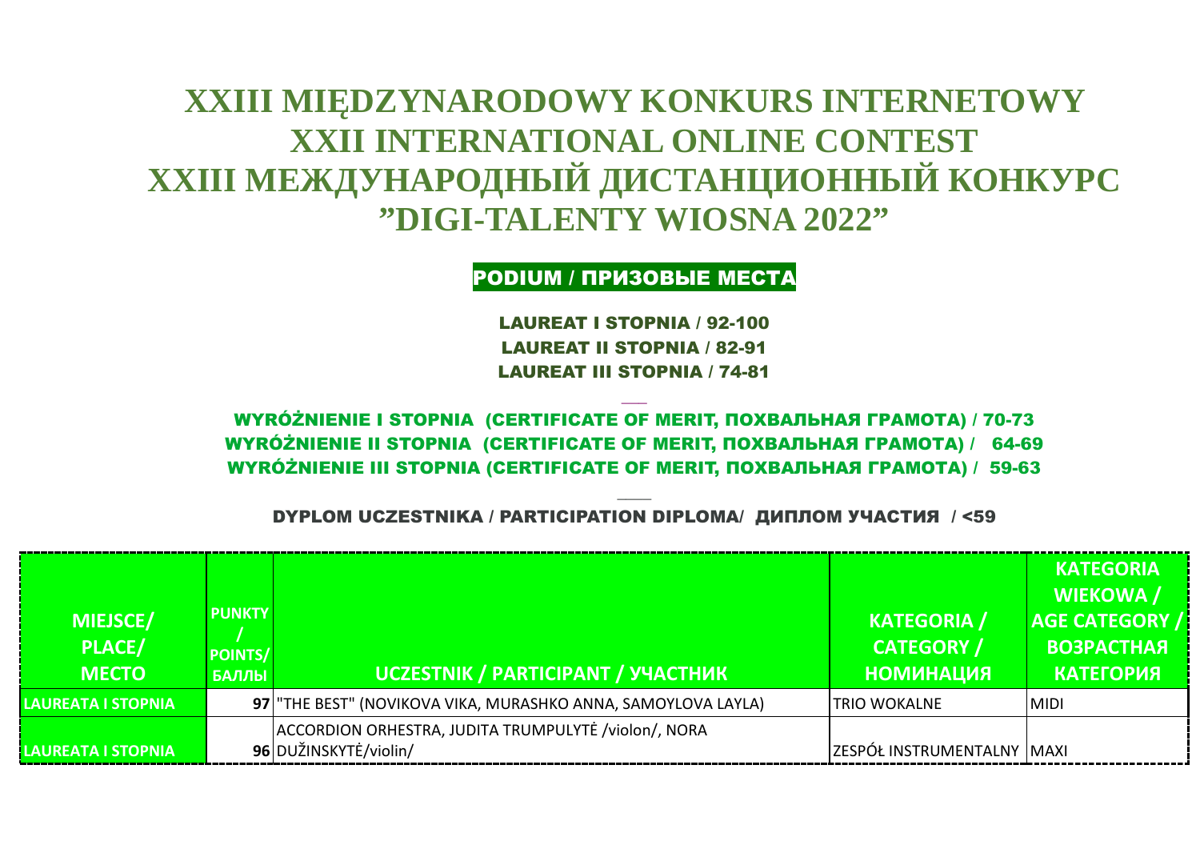# XXIII MIĘDZYNARODOWY KONKURS INTERNETOWY
# XXII INTERNATIONAL ONLINE CONTEST
# XXIII МЕЖДУНАРОДНЫЙ ДИСТАНЦИОННЫЙ КОНКУРС
# ”DIGI-TALENTY WIOSNA 2022”

**PODIUM / ПРИЗОВЫЕ МЕСТА**

**LAUREAT I STOPNIA / 92-100**
**LAUREAT II STOPNIA / 82-91**
**LAUREAT III STOPNIA / 74-81**

**WYRÓŻNIENIE I STOPNIA (CERTIFICATE OF MERIT, ПОХВАЛЬНАЯ ГРАМОТА) / 70-73**
**WYRÓŻNIENIE II STOPNIA (CERTIFICATE OF MERIT, ПОХВАЛЬНАЯ ГРАМОТА) / 64-69**
**WYRÓŻNIENIE III STOPNIA (CERTIFICATE OF MERIT, ПОХВАЛЬНАЯ ГРАМОТА) / 59-63**

**DYPLOM UCZESTNIKA / PARTICIPATION DIPLOMA/ ДИПЛОМ УЧАСТИЯ / <59**

| MIEJSCE/ PLACE/ МЕСТО | PUNKTY / POINTS/ БАЛЛЫ | UCZESTNIK / PARTICIPANT / УЧАСТНИК | KATEGORIA / CATEGORY / НОМИНАЦИЯ | KATEGORIA WIEKOWA / AGE CATEGORY / ВОЗРАСТНАЯ КАТЕГОРИЯ |
|---|---|---|---|---|
| LAUREATA I STOPNIA | 97 | "THE BEST" (NOVIKOVA VIKA, MURASHKO ANNA, SAMOYLOVA LAYLA) | TRIO WOKALNE | MIDI |
| LAUREATA I STOPNIA | 96 | ACCORDION ORCHESTRA, JUDITA TRUMPULYTĖ /violon/, NORA DUŽINSKYTĖ/violin/ | ZESPÓŁ INSTRUMENTALNY | MAXI |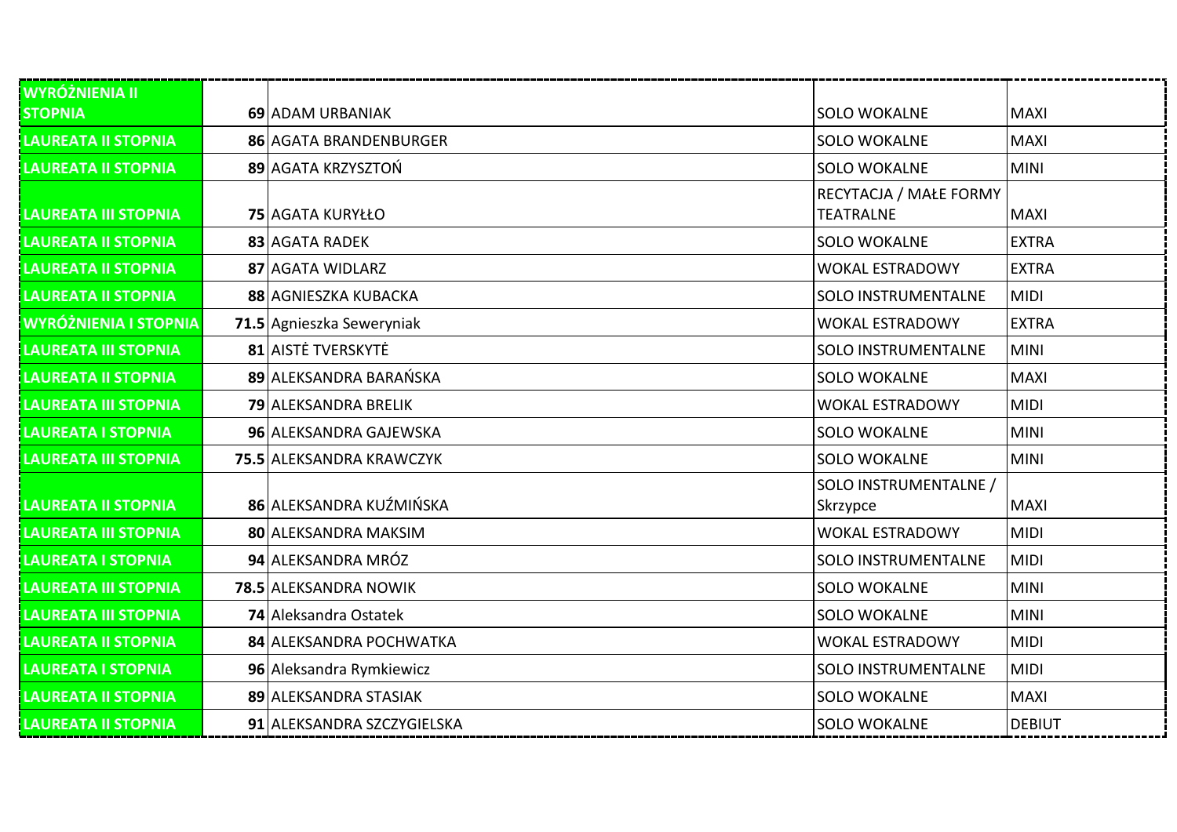| | | | | |
|---|---|---|---|---|
| WYRÓŻNIENIA II STOPNIA | 69 | ADAM URBANIAK | SOLO WOKALNE | MAXI |
| LAUREATA II STOPNIA | 86 | AGATA BRANDENBURGER | SOLO WOKALNE | MAXI |
| LAUREATA II STOPNIA | 89 | AGATA KRZYSZTOŃ | SOLO WOKALNE | MINI |
| LAUREATA III STOPNIA | 75 | AGATA KURYŁŁO | RECYTACJA / MAŁE FORMY TEATRALNE | MAXI |
| LAUREATA II STOPNIA | 83 | AGATA RADEK | SOLO WOKALNE | EXTRA |
| LAUREATA II STOPNIA | 87 | AGATA WIDLARZ | WOKAL ESTRADOWY | EXTRA |
| LAUREATA II STOPNIA | 88 | AGNIESZKA KUBACKA | SOLO INSTRUMENTALNE | MIDI |
| WYRÓŻNIENIA I STOPNIA | 71.5 | Agnieszka Seweryniak | WOKAL ESTRADOWY | EXTRA |
| LAUREATA III STOPNIA | 81 | AISTĖ TVERSKYTĖ | SOLO INSTRUMENTALNE | MINI |
| LAUREATA II STOPNIA | 89 | ALEKSANDRA BARAŃSKA | SOLO WOKALNE | MAXI |
| LAUREATA III STOPNIA | 79 | ALEKSANDRA BRELIK | WOKAL ESTRADOWY | MIDI |
| LAUREATA I STOPNIA | 96 | ALEKSANDRA GAJEWSKA | SOLO WOKALNE | MINI |
| LAUREATA III STOPNIA | 75.5 | ALEKSANDRA KRAWCZYK | SOLO WOKALNE | MINI |
| LAUREATA II STOPNIA | 86 | ALEKSANDRA KUŹMIŃSKA | SOLO INSTRUMENTALNE / Skrzypce | MAXI |
| LAUREATA III STOPNIA | 80 | ALEKSANDRA MAKSIM | WOKAL ESTRADOWY | MIDI |
| LAUREATA I STOPNIA | 94 | ALEKSANDRA MRÓZ | SOLO INSTRUMENTALNE | MIDI |
| LAUREATA III STOPNIA | 78.5 | ALEKSANDRA NOWIK | SOLO WOKALNE | MINI |
| LAUREATA III STOPNIA | 74 | Aleksandra Ostatek | SOLO WOKALNE | MINI |
| LAUREATA II STOPNIA | 84 | ALEKSANDRA POCHWATKA | WOKAL ESTRADOWY | MIDI |
| LAUREATA I STOPNIA | 96 | Aleksandra Rymkiewicz | SOLO INSTRUMENTALNE | MIDI |
| LAUREATA II STOPNIA | 89 | ALEKSANDRA STASIAK | SOLO WOKALNE | MAXI |
| LAUREATA II STOPNIA | 91 | ALEKSANDRA SZCZYGIELSKA | SOLO WOKALNE | DEBIUT |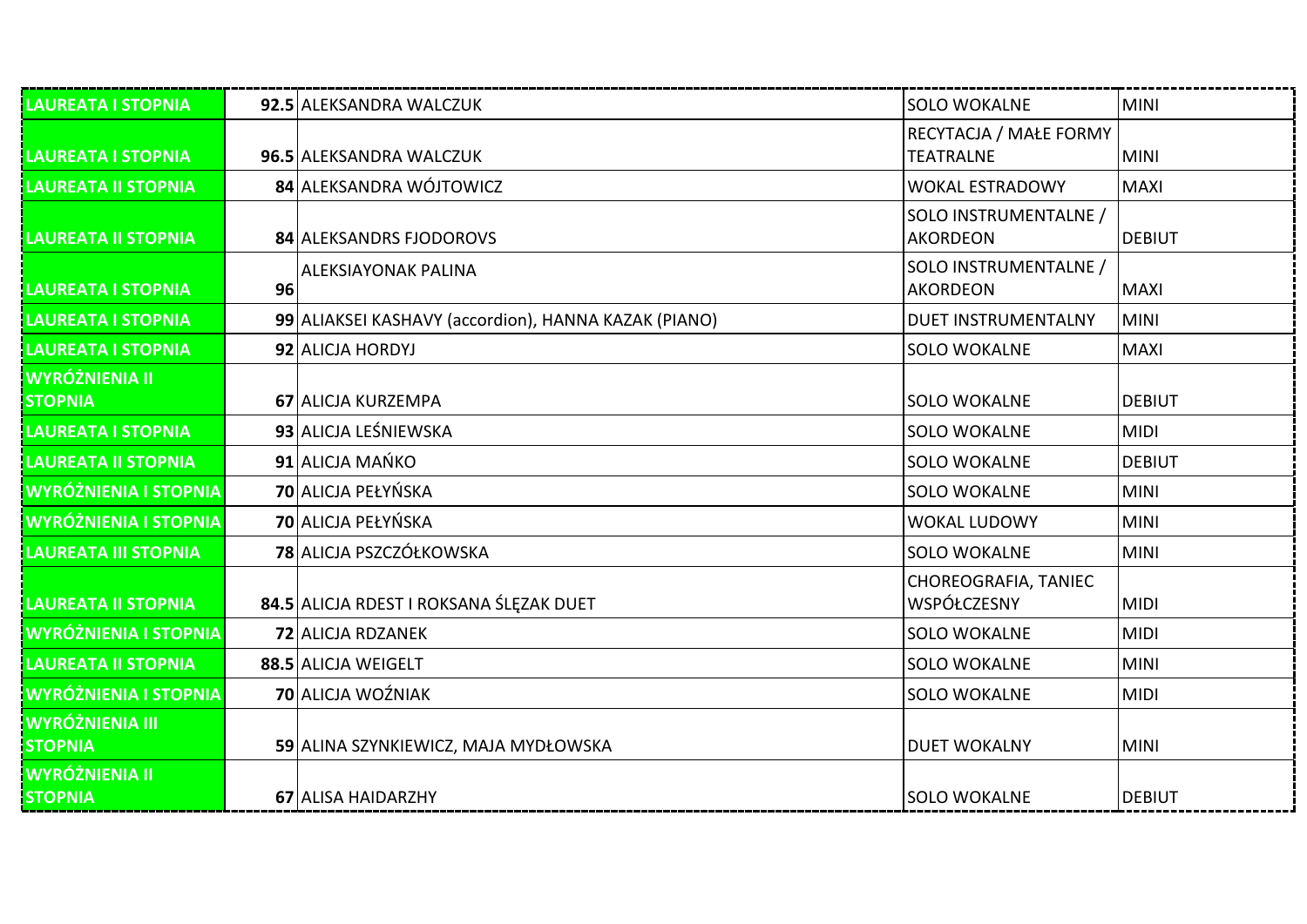| | | | | |
|---|---|---|---|---|
| LAUREATA I STOPNIA | **92.5** | ALEKSANDRA WALCZUK | SOLO WOKALNE | MINI |
| LAUREATA I STOPNIA | **96.5** | ALEKSANDRA WALCZUK | RECYTACJA / MAŁE FORMY TEATRALNE | MINI |
| LAUREATA II STOPNIA | **84** | ALEKSANDRA WÓJTOWICZ | WOKAL ESTRADOWY | MAXI |
| LAUREATA II STOPNIA | **84** | ALEKSANDRS FJODOROVS | SOLO INSTRUMENTALNE / AKORDEON | DEBIUT |
| LAUREATA I STOPNIA | **96** | ALEKSIAYONAK PALINA | SOLO INSTRUMENTALNE / AKORDEON | MAXI |
| LAUREATA I STOPNIA | **99** | ALIAKSEI KASHAVY (accordion), HANNA KAZAK (PIANO) | DUET INSTRUMENTALNY | MINI |
| LAUREATA I STOPNIA | **92** | ALICJA HORDYJ | SOLO WOKALNE | MAXI |
| WYRÓŻNIENIA II STOPNIA | **67** | ALICJA KURZEMPA | SOLO WOKALNE | DEBIUT |
| LAUREATA I STOPNIA | **93** | ALICJA LEŚNIEWSKA | SOLO WOKALNE | MIDI |
| LAUREATA II STOPNIA | **91** | ALICJA MAŃKO | SOLO WOKALNE | DEBIUT |
| WYRÓŻNIENIA I STOPNIA | **70** | ALICJA PEŁYŃSKA | SOLO WOKALNE | MINI |
| WYRÓŻNIENIA I STOPNIA | **70** | ALICJA PEŁYŃSKA | WOKAL LUDOWY | MINI |
| LAUREATA III STOPNIA | **78** | ALICJA PSZCZÓŁKOWSKA | SOLO WOKALNE | MINI |
| LAUREATA II STOPNIA | **84.5** | ALICJA RDEST I ROKSANA ŚLĘZAK DUET | CHOREOGRAFIA, TANIEC WSPÓŁCZESNY | MIDI |
| WYRÓŻNIENIA I STOPNIA | **72** | ALICJA RDZANEK | SOLO WOKALNE | MIDI |
| LAUREATA II STOPNIA | **88.5** | ALICJA WEIGELT | SOLO WOKALNE | MINI |
| WYRÓŻNIENIA I STOPNIA | **70** | ALICJA WOŹNIAK | SOLO WOKALNE | MIDI |
| WYRÓŻNIENIA III STOPNIA | **59** | ALINA SZYNKIEWICZ, MAJA MYDŁOWSKA | DUET WOKALNY | MINI |
| WYRÓŻNIENIA II STOPNIA | **67** | ALISA HAIDARZHY | SOLO WOKALNE | DEBIUT |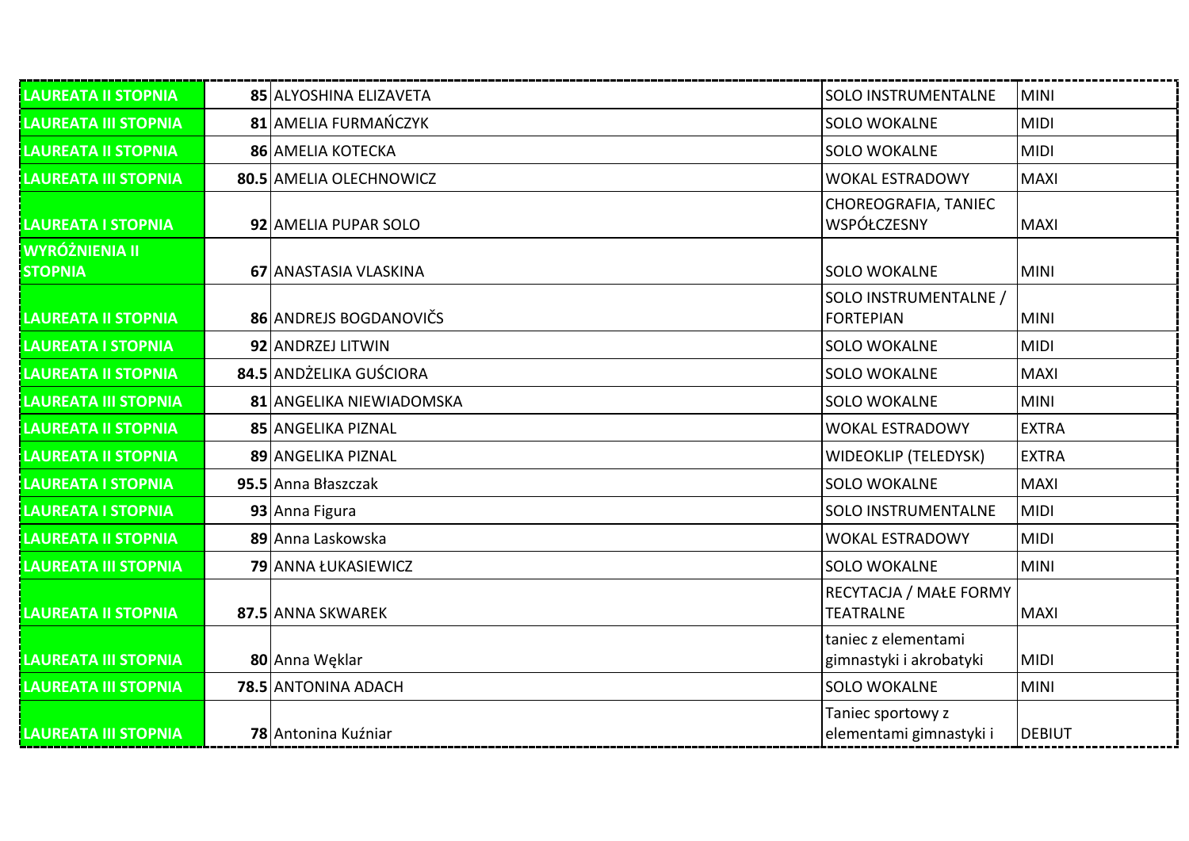| | | | | |
|---|---|---|---|---|
| LAUREATA II STOPNIA | **85** | ALYOSHINA ELIZAVETA | SOLO INSTRUMENTALNE | MINI |
| LAUREATA III STOPNIA | **81** | AMELIA FURMAŃCZYK | SOLO WOKALNE | MIDI |
| LAUREATA II STOPNIA | **86** | AMELIA KOTECKA | SOLO WOKALNE | MIDI |
| LAUREATA III STOPNIA | **80.5** | AMELIA OLECHNOWICZ | WOKAL ESTRADOWY | MAXI |
| LAUREATA I STOPNIA | **92** | AMELIA PUPAR SOLO | CHOREOGRAFIA, TANIEC WSPÓŁCZESNY | MAXI |
| WYRÓŻNIENIA II STOPNIA | **67** | ANASTASIA VLASKINA | SOLO WOKALNE | MINI |
| LAUREATA II STOPNIA | **86** | ANDREJS BOGDANOVIČS | SOLO INSTRUMENTALNE / FORTEPIAN | MINI |
| LAUREATA I STOPNIA | **92** | ANDRZEJ LITWIN | SOLO WOKALNE | MIDI |
| LAUREATA II STOPNIA | **84.5** | ANDŻELIKA GUŚCIORA | SOLO WOKALNE | MAXI |
| LAUREATA III STOPNIA | **81** | ANGELIKA NIEWIADOMSKA | SOLO WOKALNE | MINI |
| LAUREATA II STOPNIA | **85** | ANGELIKA PIZNAL | WOKAL ESTRADOWY | EXTRA |
| LAUREATA II STOPNIA | **89** | ANGELIKA PIZNAL | WIDEOKLIP (TELEDYSK) | EXTRA |
| LAUREATA I STOPNIA | **95.5** | Anna Błaszczak | SOLO WOKALNE | MAXI |
| LAUREATA I STOPNIA | **93** | Anna Figura | SOLO INSTRUMENTALNE | MIDI |
| LAUREATA II STOPNIA | **89** | Anna Laskowska | WOKAL ESTRADOWY | MIDI |
| LAUREATA III STOPNIA | **79** | ANNA ŁUKASIEWICZ | SOLO WOKALNE | MINI |
| LAUREATA II STOPNIA | **87.5** | ANNA SKWAREK | RECYTACJA / MAŁE FORMY TEATRALNE | MAXI |
| LAUREATA III STOPNIA | **80** | Anna Węklar | taniec z elementami gimnastyki i akrobatyki | MIDI |
| LAUREATA III STOPNIA | **78.5** | ANTONINA ADACH | SOLO WOKALNE | MINI |
| LAUREATA III STOPNIA | **78** | Antonina Kuźniar | Taniec sportowy z elementami gimnastyki i | DEBIUT |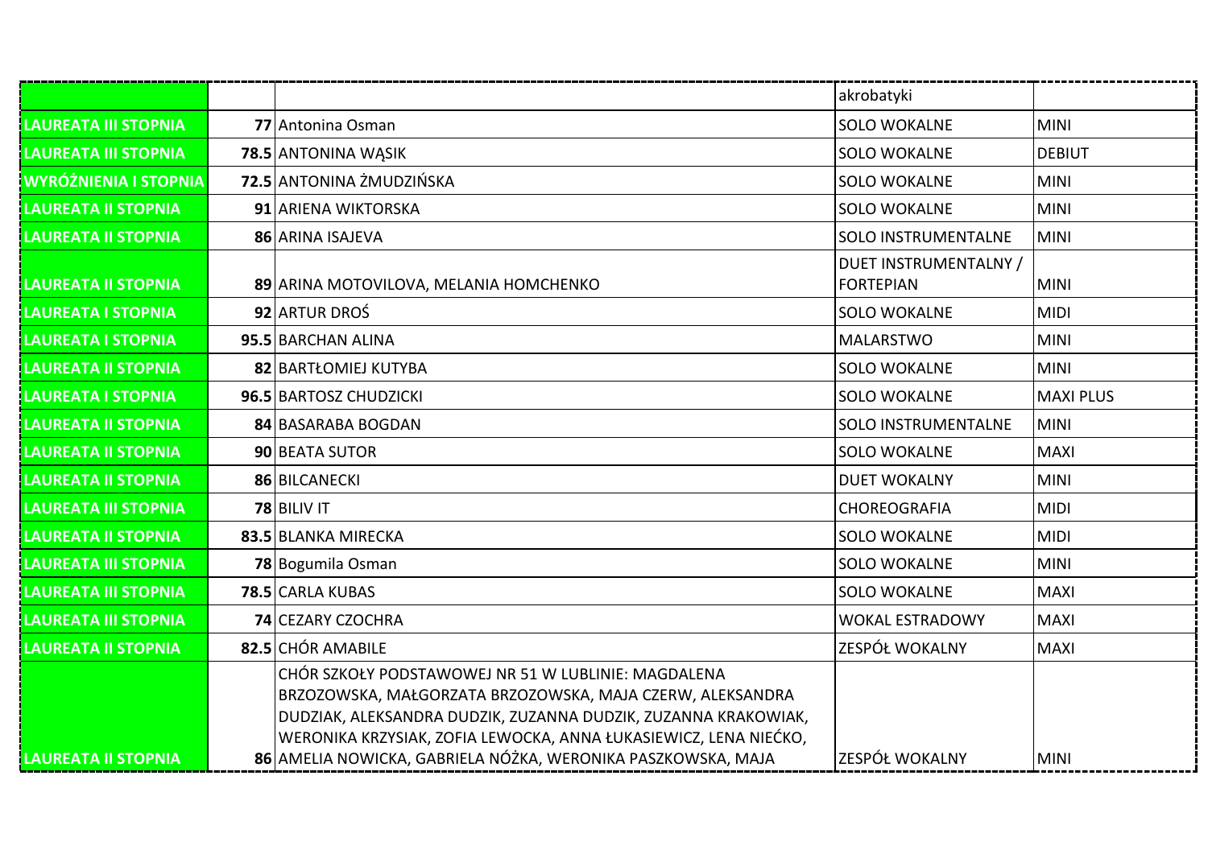| | | | | |
|---|---|---|---|---|
| | | | akrobatyki | |
| LAUREATA III STOPNIA | **77** | Antonina Osman | SOLO WOKALNE | MINI |
| LAUREATA III STOPNIA | **78.5** | ANTONINA WĄSIK | SOLO WOKALNE | DEBIUT |
| WYRÓŻNIENIA I STOPNIA | **72.5** | ANTONINA ŻMUDZIŃSKA | SOLO WOKALNE | MINI |
| LAUREATA II STOPNIA | **91** | ARIENA WIKTORSKA | SOLO WOKALNE | MINI |
| LAUREATA II STOPNIA | **86** | ARINA ISAJEVA | SOLO INSTRUMENTALNE | MINI |
| LAUREATA II STOPNIA | **89** | ARINA MOTOVILOVA, MELANIA HOMCHENKO | DUET INSTRUMENTALNY / FORTEPIAN | MINI |
| LAUREATA I STOPNIA | **92** | ARTUR DROŚ | SOLO WOKALNE | MIDI |
| LAUREATA I STOPNIA | **95.5** | BARCHAN ALINA | MALARSTWO | MINI |
| LAUREATA II STOPNIA | **82** | BARTŁOMIEJ KUTYBA | SOLO WOKALNE | MINI |
| LAUREATA I STOPNIA | **96.5** | BARTOSZ CHUDZICKI | SOLO WOKALNE | MAXI PLUS |
| LAUREATA II STOPNIA | **84** | BASARABA BOGDAN | SOLO INSTRUMENTALNE | MINI |
| LAUREATA II STOPNIA | **90** | BEATA SUTOR | SOLO WOKALNE | MAXI |
| LAUREATA II STOPNIA | **86** | BILCANECKI | DUET WOKALNY | MINI |
| LAUREATA III STOPNIA | **78** | BILIV IT | CHOREOGRAFIA | MIDI |
| LAUREATA II STOPNIA | **83.5** | BLANKA MIRECKA | SOLO WOKALNE | MIDI |
| LAUREATA III STOPNIA | **78** | Bogumila Osman | SOLO WOKALNE | MINI |
| LAUREATA III STOPNIA | **78.5** | CARLA KUBAS | SOLO WOKALNE | MAXI |
| LAUREATA III STOPNIA | **74** | CEZARY CZOCHRA | WOKAL ESTRADOWY | MAXI |
| LAUREATA II STOPNIA | **82.5** | CHÓR AMABILE | ZESPÓŁ WOKALNY | MAXI |
| LAUREATA II STOPNIA | **86** | CHÓR SZKOŁY PODSTAWOWEJ NR 51 W LUBLINIE: MAGDALENA BRZOZOWSKA, MAŁGORZATA BRZOZOWSKA, MAJA CZERW, ALEKSANDRA DUDZIAK, ALEKSANDRA DUDZIK, ZUZANNA DUDZIK, ZUZANNA KRAKOWIAK, WERONIKA KRZYSIAK, ZOFIA LEWOCKA, ANNA ŁUKASIEWICZ, LENA NIEĆKO, AMELIA NOWICKA, GABRIELA NÓŻKA, WERONIKA PASZKOWSKA, MAJA | ZESPÓŁ WOKALNY | MINI |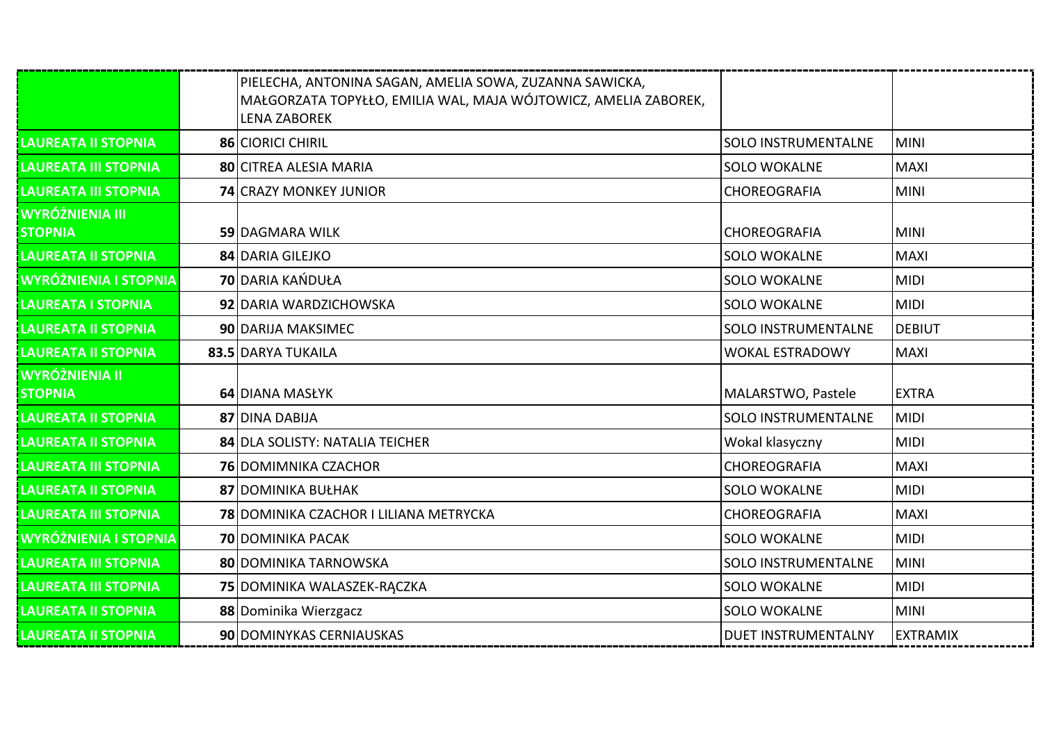| | | | | |
|---|---|---|---|---|
| | | PIELECHA, ANTONINA SAGAN, AMELIA SOWA, ZUZANNA SAWICKA, MAŁGORZATA TOPYŁŁO, EMILIA WAL, MAJA WÓJTOWICZ, AMELIA ZABOREK, LENA ZABOREK | | |
| LAUREATA II STOPNIA | **86** | CIORICI CHIRIL | SOLO INSTRUMENTALNE | MINI |
| LAUREATA III STOPNIA | **80** | CITREA ALESIA MARIA | SOLO WOKALNE | MAXI |
| LAUREATA III STOPNIA | **74** | CRAZY MONKEY JUNIOR | CHOREOGRAFIA | MINI |
| WYRÓŻNIENIA III STOPNIA | **59** | DAGMARA WILK | CHOREOGRAFIA | MINI |
| LAUREATA II STOPNIA | **84** | DARIA GILEJKO | SOLO WOKALNE | MAXI |
| WYRÓŻNIENIA I STOPNIA | **70** | DARIA KAŃDUŁA | SOLO WOKALNE | MIDI |
| LAUREATA I STOPNIA | **92** | DARIA WARDZICHOWSKA | SOLO WOKALNE | MIDI |
| LAUREATA II STOPNIA | **90** | DARIJA MAKSIMEC | SOLO INSTRUMENTALNE | DEBIUT |
| LAUREATA II STOPNIA | **83.5** | DARYA TUKAILA | WOKAL ESTRADOWY | MAXI |
| WYRÓŻNIENIA II STOPNIA | **64** | DIANA MASŁYK | MALARSTWO, Pastele | EXTRA |
| LAUREATA II STOPNIA | **87** | DINA DABIJA | SOLO INSTRUMENTALNE | MIDI |
| LAUREATA II STOPNIA | **84** | DLA SOLISTY: NATALIA TEICHER | Wokal klasyczny | MIDI |
| LAUREATA III STOPNIA | **76** | DOMIMNIKA CZACHOR | CHOREOGRAFIA | MAXI |
| LAUREATA II STOPNIA | **87** | DOMINIKA BUŁHAK | SOLO WOKALNE | MIDI |
| LAUREATA III STOPNIA | **78** | DOMINIKA CZACHOR I LILIANA METRYCKA | CHOREOGRAFIA | MAXI |
| WYRÓŻNIENIA I STOPNIA | **70** | DOMINIKA PACAK | SOLO WOKALNE | MIDI |
| LAUREATA III STOPNIA | **80** | DOMINIKA TARNOWSKA | SOLO INSTRUMENTALNE | MINI |
| LAUREATA III STOPNIA | **75** | DOMINIKA WALASZEK-RĄCZKA | SOLO WOKALNE | MIDI |
| LAUREATA II STOPNIA | **88** | Dominika Wierzgacz | SOLO WOKALNE | MINI |
| LAUREATA II STOPNIA | **90** | DOMINYKAS CERNIAUSKAS | DUET INSTRUMENTALNY | EXTRAMIX |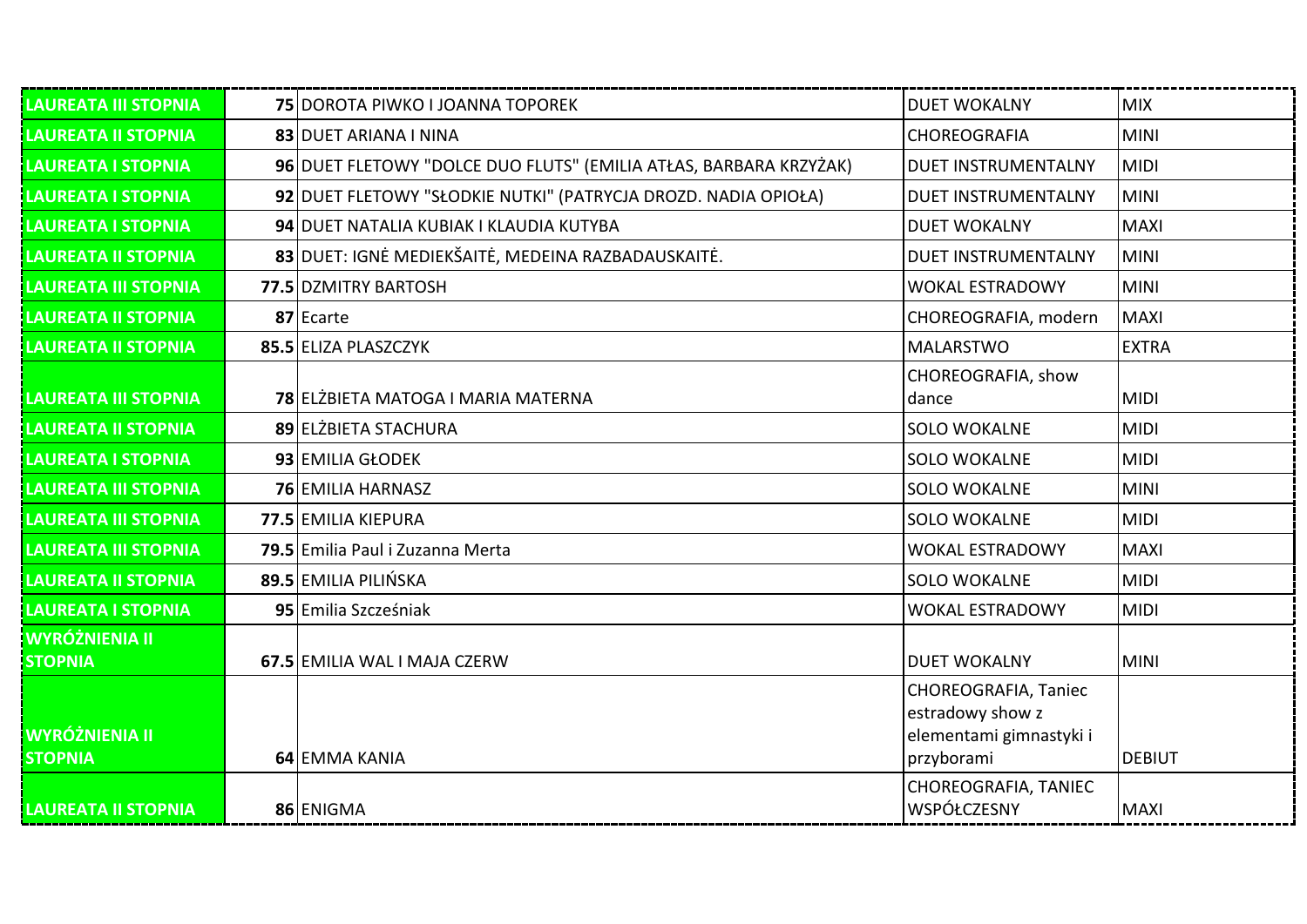| | | | | |
|---|---|---|---|---|
| LAUREATA III STOPNIA | **75** | DOROTA PIWKO I JOANNA TOPOREK | DUET WOKALNY | MIX |
| LAUREATA II STOPNIA | **83** | DUET ARIANA I NINA | CHOREOGRAFIA | MINI |
| LAUREATA I STOPNIA | **96** | DUET FLETOWY "DOLCE DUO FLUTS" (EMILIA ATŁAS, BARBARA KRZYŻAK) | DUET INSTRUMENTALNY | MIDI |
| LAUREATA I STOPNIA | **92** | DUET FLETOWY "SŁODKIE NUTKI" (PATRYCJA DROZD. NADIA OPIOŁA) | DUET INSTRUMENTALNY | MINI |
| LAUREATA I STOPNIA | **94** | DUET NATALIA KUBIAK I KLAUDIA KUTYBA | DUET WOKALNY | MAXI |
| LAUREATA II STOPNIA | **83** | DUET: IGNĖ MEDIEKŠAITĖ, MEDEINA RAZBADAUSKAITĖ. | DUET INSTRUMENTALNY | MINI |
| LAUREATA III STOPNIA | **77.5** | DZMITRY BARTOSH | WOKAL ESTRADOWY | MINI |
| LAUREATA II STOPNIA | **87** | Ecarte | CHOREOGRAFIA, modern | MAXI |
| LAUREATA II STOPNIA | **85.5** | ELIZA PLASZCZYK | MALARSTWO | EXTRA |
| LAUREATA III STOPNIA | **78** | ELŻBIETA MATOGA I MARIA MATERNA | CHOREOGRAFIA, show dance | MIDI |
| LAUREATA II STOPNIA | **89** | ELŻBIETA STACHURA | SOLO WOKALNE | MIDI |
| LAUREATA I STOPNIA | **93** | EMILIA GŁODEK | SOLO WOKALNE | MIDI |
| LAUREATA III STOPNIA | **76** | EMILIA HARNASZ | SOLO WOKALNE | MINI |
| LAUREATA III STOPNIA | **77.5** | EMILIA KIEPURA | SOLO WOKALNE | MIDI |
| LAUREATA III STOPNIA | **79.5** | Emilia Paul i Zuzanna Merta | WOKAL ESTRADOWY | MAXI |
| LAUREATA II STOPNIA | **89.5** | EMILIA PILIŃSKA | SOLO WOKALNE | MIDI |
| LAUREATA I STOPNIA | **95** | Emilia Szcześniak | WOKAL ESTRADOWY | MIDI |
| WYRÓŻNIENIA II STOPNIA | **67.5** | EMILIA WAL I MAJA CZERW | DUET WOKALNY | MINI |
| WYRÓŻNIENIA II STOPNIA | **64** | EMMA KANIA | CHOREOGRAFIA, Taniec estradowy show z elementami gimnastyki i przyborami | DEBIUT |
| LAUREATA II STOPNIA | **86** | ENIGMA | CHOREOGRAFIA, TANIEC WSPÓŁCZESNY | MAXI |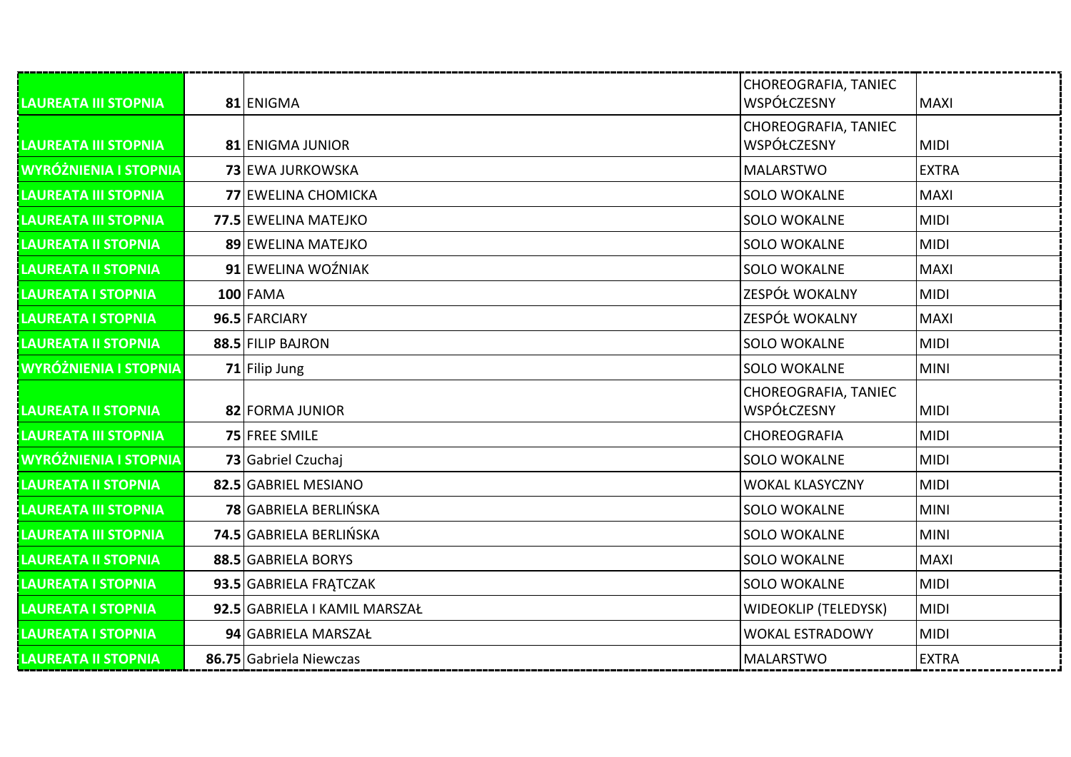| | | | | |
|---|---|---|---|---|
| LAUREATA III STOPNIA | 81 | ENIGMA | CHOREOGRAFIA, TANIEC WSPÓŁCZESNY | MAXI |
| LAUREATA III STOPNIA | 81 | ENIGMA JUNIOR | CHOREOGRAFIA, TANIEC WSPÓŁCZESNY | MIDI |
| WYRÓŻNIENIA I STOPNIA | 73 | EWA JURKOWSKA | MALARSTWO | EXTRA |
| LAUREATA III STOPNIA | 77 | EWELINA CHOMICKA | SOLO WOKALNE | MAXI |
| LAUREATA III STOPNIA | 77.5 | EWELINA MATEJKO | SOLO WOKALNE | MIDI |
| LAUREATA II STOPNIA | 89 | EWELINA MATEJKO | SOLO WOKALNE | MIDI |
| LAUREATA II STOPNIA | 91 | EWELINA WOŹNIAK | SOLO WOKALNE | MAXI |
| LAUREATA I STOPNIA | 100 | FAMA | ZESPÓŁ WOKALNY | MIDI |
| LAUREATA I STOPNIA | 96.5 | FARCIARY | ZESPÓŁ WOKALNY | MAXI |
| LAUREATA II STOPNIA | 88.5 | FILIP BAJRON | SOLO WOKALNE | MIDI |
| WYRÓŻNIENIA I STOPNIA | 71 | Filip Jung | SOLO WOKALNE | MINI |
| LAUREATA II STOPNIA | 82 | FORMA JUNIOR | CHOREOGRAFIA, TANIEC WSPÓŁCZESNY | MIDI |
| LAUREATA III STOPNIA | 75 | FREE SMILE | CHOREOGRAFIA | MIDI |
| WYRÓŻNIENIA I STOPNIA | 73 | Gabriel Czuchaj | SOLO WOKALNE | MIDI |
| LAUREATA II STOPNIA | 82.5 | GABRIEL MESIANO | WOKAL KLASYCZNY | MIDI |
| LAUREATA III STOPNIA | 78 | GABRIELA BERLIŃSKA | SOLO WOKALNE | MINI |
| LAUREATA III STOPNIA | 74.5 | GABRIELA BERLIŃSKA | SOLO WOKALNE | MINI |
| LAUREATA II STOPNIA | 88.5 | GABRIELA BORYS | SOLO WOKALNE | MAXI |
| LAUREATA I STOPNIA | 93.5 | GABRIELA FRĄTCZAK | SOLO WOKALNE | MIDI |
| LAUREATA I STOPNIA | 92.5 | GABRIELA I KAMIL MARSZAŁ | WIDEOKLIP (TELEDYSK) | MIDI |
| LAUREATA I STOPNIA | 94 | GABRIELA MARSZAŁ | WOKAL ESTRADOWY | MIDI |
| LAUREATA II STOPNIA | 86.75 | Gabriela Niewczas | MALARSTWO | EXTRA |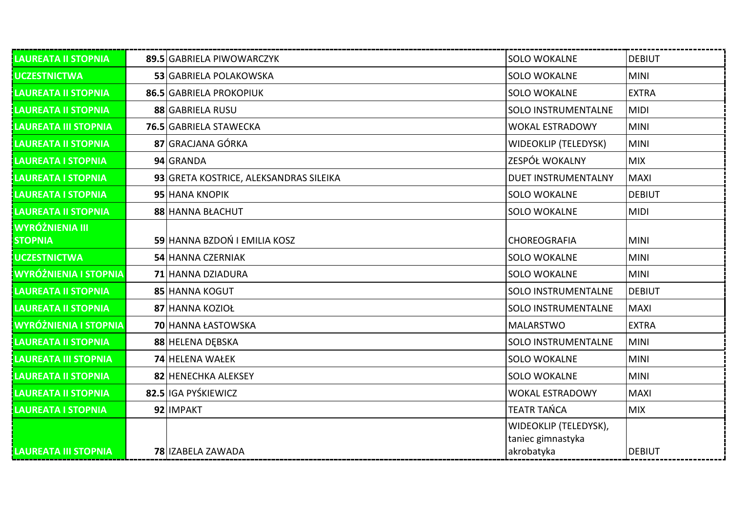| | | | | |
|---|---|---|---|---|
| LAUREATA II STOPNIA | **89.5** | GABRIELA PIWOWARCZYK | SOLO WOKALNE | DEBIUT |
| UCZESTNICTWA | **53** | GABRIELA POLAKOWSKA | SOLO WOKALNE | MINI |
| LAUREATA II STOPNIA | **86.5** | GABRIELA PROKOPIUK | SOLO WOKALNE | EXTRA |
| LAUREATA II STOPNIA | **88** | GABRIELA RUSU | SOLO INSTRUMENTALNE | MIDI |
| LAUREATA III STOPNIA | **76.5** | GABRIELA STAWECKA | WOKAL ESTRADOWY | MINI |
| LAUREATA II STOPNIA | **87** | GRACJANA GÓRKA | WIDEOKLIP (TELEDYSK) | MINI |
| LAUREATA I STOPNIA | **94** | GRANDA | ZESPÓŁ WOKALNY | MIX |
| LAUREATA I STOPNIA | **93** | GRETA KOSTRICE, ALEKSANDRAS SILEIKA | DUET INSTRUMENTALNY | MAXI |
| LAUREATA I STOPNIA | **95** | HANA KNOPIK | SOLO WOKALNE | DEBIUT |
| LAUREATA II STOPNIA | **88** | HANNA BŁACHUT | SOLO WOKALNE | MIDI |
| WYRÓŻNIENIA III STOPNIA | **59** | HANNA BZDOŃ I EMILIA KOSZ | CHOREOGRAFIA | MINI |
| UCZESTNICTWA | **54** | HANNA CZERNIAK | SOLO WOKALNE | MINI |
| WYRÓŻNIENIA I STOPNIA | **71** | HANNA DZIADURA | SOLO WOKALNE | MINI |
| LAUREATA II STOPNIA | **85** | HANNA KOGUT | SOLO INSTRUMENTALNE | DEBIUT |
| LAUREATA II STOPNIA | **87** | HANNA KOZIOŁ | SOLO INSTRUMENTALNE | MAXI |
| WYRÓŻNIENIA I STOPNIA | **70** | HANNA ŁASTOWSKA | MALARSTWO | EXTRA |
| LAUREATA II STOPNIA | **88** | HELENA DĘBSKA | SOLO INSTRUMENTALNE | MINI |
| LAUREATA III STOPNIA | **74** | HELENA WAŁEK | SOLO WOKALNE | MINI |
| LAUREATA II STOPNIA | **82** | HENECHKA ALEKSEY | SOLO WOKALNE | MINI |
| LAUREATA II STOPNIA | **82.5** | IGA PYŚKIEWICZ | WOKAL ESTRADOWY | MAXI |
| LAUREATA I STOPNIA | **92** | IMPAKT | TEATR TAŃCA | MIX |
| LAUREATA III STOPNIA | **78** | IZABELA ZAWADA | WIDEOKLIP (TELEDYSK), taniec gimnastyka akrobatyka | DEBIUT |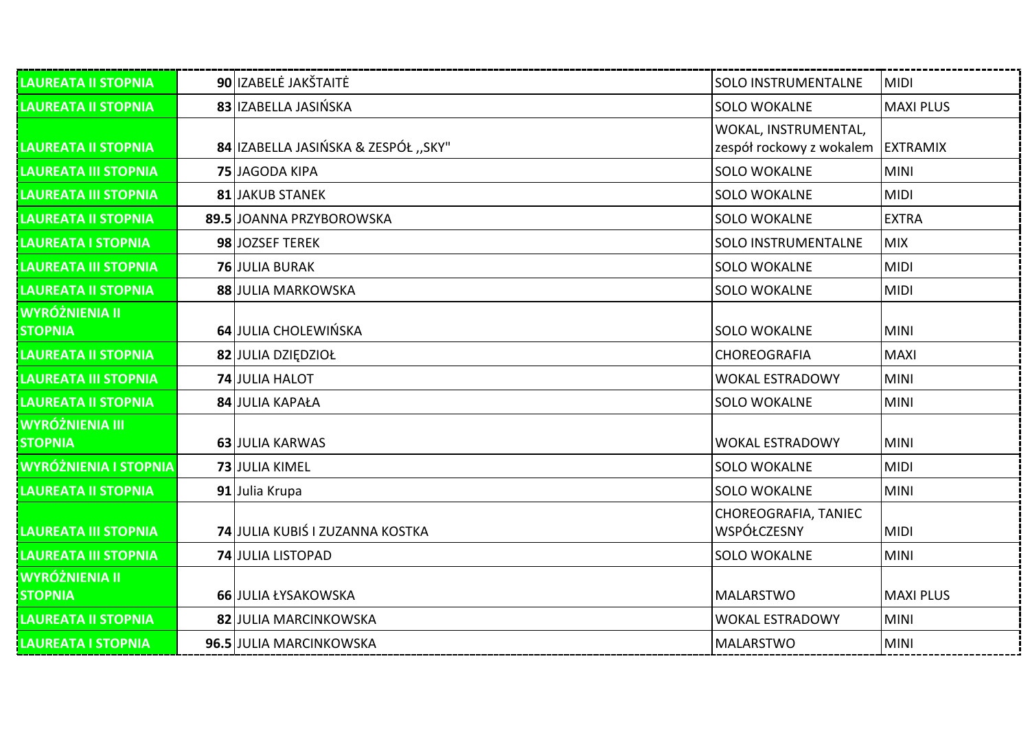| | | | | |
|---|---|---|---|---|
| LAUREATA II STOPNIA | **90** | IZABELĖ JAKŠTAITĖ | SOLO INSTRUMENTALNE | MIDI |
| LAUREATA II STOPNIA | **83** | IZABELLA JASIŃSKA | SOLO WOKALNE | MAXI PLUS |
| LAUREATA II STOPNIA | **84** | IZABELLA JASIŃSKA & ZESPÓŁ ,,SKY" | WOKAL, INSTRUMENTAL, zespół rockowy z wokalem | EXTRAMIX |
| LAUREATA III STOPNIA | **75** | JAGODA KIPA | SOLO WOKALNE | MINI |
| LAUREATA III STOPNIA | **81** | JAKUB STANEK | SOLO WOKALNE | MIDI |
| LAUREATA II STOPNIA | **89.5** | JOANNA PRZYBOROWSKA | SOLO WOKALNE | EXTRA |
| LAUREATA I STOPNIA | **98** | JOZSEF TEREK | SOLO INSTRUMENTALNE | MIX |
| LAUREATA III STOPNIA | **76** | JULIA BURAK | SOLO WOKALNE | MIDI |
| LAUREATA II STOPNIA | **88** | JULIA MARKOWSKA | SOLO WOKALNE | MIDI |
| WYRÓŻNIENIA II STOPNIA | **64** | JULIA CHOLEWIŃSKA | SOLO WOKALNE | MINI |
| LAUREATA II STOPNIA | **82** | JULIA DZIĘDZIOŁ | CHOREOGRAFIA | MAXI |
| LAUREATA III STOPNIA | **74** | JULIA HALOT | WOKAL ESTRADOWY | MINI |
| LAUREATA II STOPNIA | **84** | JULIA KAPAŁA | SOLO WOKALNE | MINI |
| WYRÓŻNIENIA III STOPNIA | **63** | JULIA KARWAS | WOKAL ESTRADOWY | MINI |
| WYRÓŻNIENIA I STOPNIA | **73** | JULIA KIMEL | SOLO WOKALNE | MIDI |
| LAUREATA II STOPNIA | **91** | Julia Krupa | SOLO WOKALNE | MINI |
| LAUREATA III STOPNIA | **74** | JULIA KUBIŚ I ZUZANNA KOSTKA | CHOREOGRAFIA, TANIEC WSPÓŁCZESNY | MIDI |
| LAUREATA III STOPNIA | **74** | JULIA LISTOPAD | SOLO WOKALNE | MINI |
| WYRÓŻNIENIA II STOPNIA | **66** | JULIA ŁYSAKOWSKA | MALARSTWO | MAXI PLUS |
| LAUREATA II STOPNIA | **82** | JULIA MARCINKOWSKA | WOKAL ESTRADOWY | MINI |
| LAUREATA I STOPNIA | **96.5** | JULIA MARCINKOWSKA | MALARSTWO | MINI |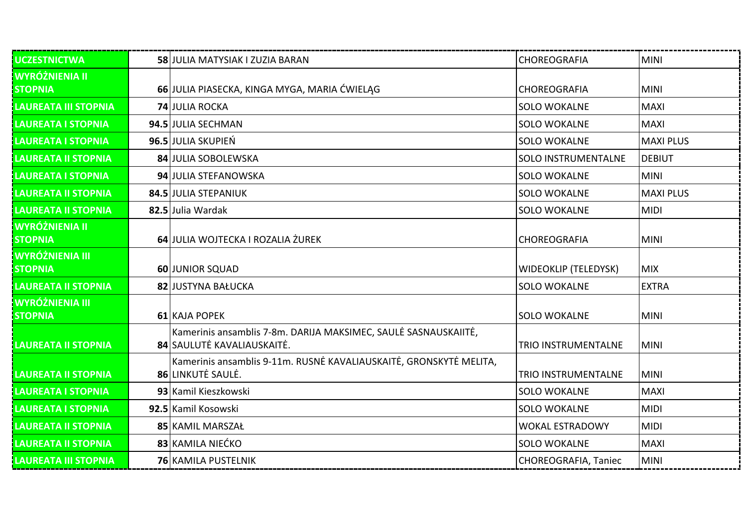| | | | | |
|---|---|---|---|---|
| UCZESTNICTWA | 58 | JULIA MATYSIAK I ZUZIA BARAN | CHOREOGRAFIA | MINI |
| WYRÓŻNIENIA II STOPNIA | 66 | JULIA PIASECKA, KINGA MYGA, MARIA ĆWIELĄG | CHOREOGRAFIA | MINI |
| LAUREATA III STOPNIA | 74 | JULIA ROCKA | SOLO WOKALNE | MAXI |
| LAUREATA I STOPNIA | 94.5 | JULIA SECHMAN | SOLO WOKALNE | MAXI |
| LAUREATA I STOPNIA | 96.5 | JULIA SKUPIEŃ | SOLO WOKALNE | MAXI PLUS |
| LAUREATA II STOPNIA | 84 | JULIA SOBOLEWSKA | SOLO INSTRUMENTALNE | DEBIUT |
| LAUREATA I STOPNIA | 94 | JULIA STEFANOWSKA | SOLO WOKALNE | MINI |
| LAUREATA II STOPNIA | 84.5 | JULIA STEPANIUK | SOLO WOKALNE | MAXI PLUS |
| LAUREATA II STOPNIA | 82.5 | Julia Wardak | SOLO WOKALNE | MIDI |
| WYRÓŻNIENIA II STOPNIA | 64 | JULIA WOJTECKA I ROZALIA ŻUREK | CHOREOGRAFIA | MINI |
| WYRÓŻNIENIA III STOPNIA | 60 | JUNIOR SQUAD | WIDEOKLIP (TELEDYSK) | MIX |
| LAUREATA II STOPNIA | 82 | JUSTYNA BAŁUCKA | SOLO WOKALNE | EXTRA |
| WYRÓŻNIENIA III STOPNIA | 61 | KAJA POPEK | SOLO WOKALNE | MINI |
| LAUREATA II STOPNIA | 84 | Kamerinis ansamblis 7-8m. DARIJA MAKSIMEC, SAULĖ SASNAUSKAIITĖ, SAULUTĖ KAVALIAUSKAITĖ. | TRIO INSTRUMENTALNE | MINI |
| LAUREATA II STOPNIA | 86 | Kamerinis ansamblis 9-11m. RUSNĖ KAVALIAUSKAITĖ, GRONSKYTĖ MELITA, LINKUTĖ SAULĖ. | TRIO INSTRUMENTALNE | MINI |
| LAUREATA I STOPNIA | 93 | Kamil Kieszkowski | SOLO WOKALNE | MAXI |
| LAUREATA I STOPNIA | 92.5 | Kamil Kosowski | SOLO WOKALNE | MIDI |
| LAUREATA II STOPNIA | 85 | KAMIL MARSZAŁ | WOKAL ESTRADOWY | MIDI |
| LAUREATA II STOPNIA | 83 | KAMILA NIEĆKO | SOLO WOKALNE | MAXI |
| LAUREATA III STOPNIA | 76 | KAMILA PUSTELNIK | CHOREOGRAFIA, Taniec | MINI |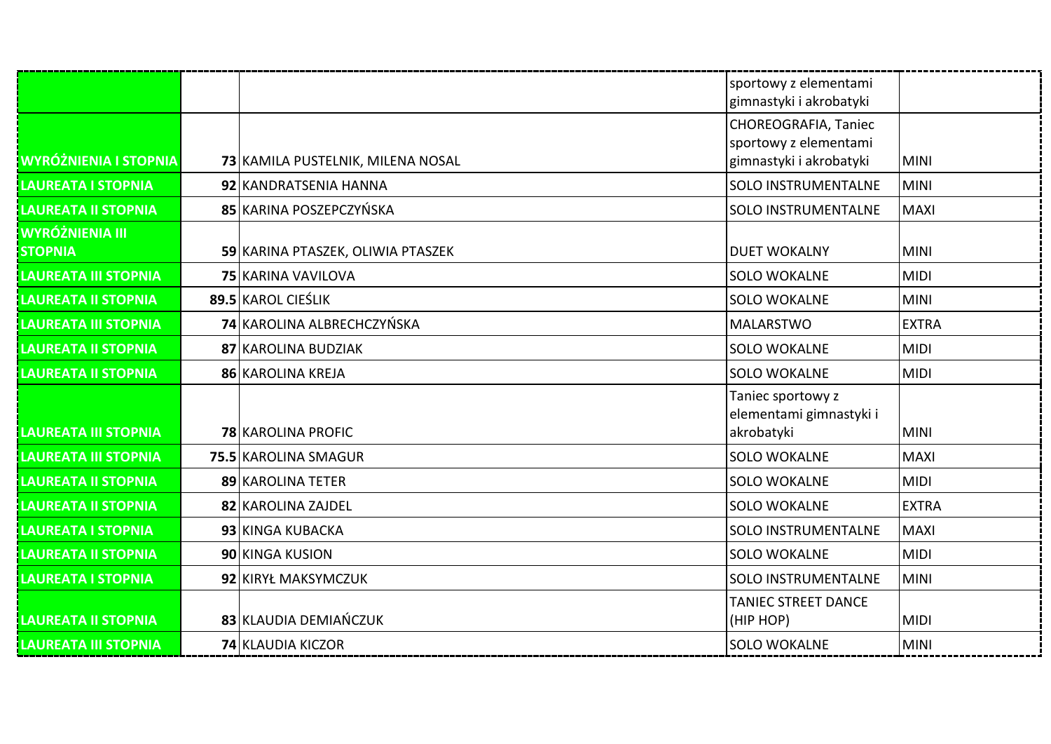| | | | | |
|---|---|---|---|---|
| | | | sportowy z elementami gimnastyki i akrobatyki | |
| WYRÓŻNIENIA I STOPNIA | 73 | KAMILA PUSTELNIK, MILENA NOSAL | CHOREOGRAFIA, Taniec sportowy z elementami gimnastyki i akrobatyki | MINI |
| LAUREATA I STOPNIA | 92 | KANDRATSENIA HANNA | SOLO INSTRUMENTALNE | MINI |
| LAUREATA II STOPNIA | 85 | KARINA POSZEPCZYŃSKA | SOLO INSTRUMENTALNE | MAXI |
| WYRÓŻNIENIA III STOPNIA | 59 | KARINA PTASZEK, OLIWIA PTASZEK | DUET WOKALNY | MINI |
| LAUREATA III STOPNIA | 75 | KARINA VAVILOVA | SOLO WOKALNE | MIDI |
| LAUREATA II STOPNIA | 89.5 | KAROL CIEŚLIK | SOLO WOKALNE | MINI |
| LAUREATA III STOPNIA | 74 | KAROLINA ALBRECHCZYŃSKA | MALARSTWO | EXTRA |
| LAUREATA II STOPNIA | 87 | KAROLINA BUDZIAK | SOLO WOKALNE | MIDI |
| LAUREATA II STOPNIA | 86 | KAROLINA KREJA | SOLO WOKALNE | MIDI |
| LAUREATA III STOPNIA | 78 | KAROLINA PROFIC | Taniec sportowy z elementami gimnastyki i akrobatyki | MINI |
| LAUREATA III STOPNIA | 75.5 | KAROLINA SMAGUR | SOLO WOKALNE | MAXI |
| LAUREATA II STOPNIA | 89 | KAROLINA TETER | SOLO WOKALNE | MIDI |
| LAUREATA II STOPNIA | 82 | KAROLINA ZAJDEL | SOLO WOKALNE | EXTRA |
| LAUREATA I STOPNIA | 93 | KINGA KUBACKA | SOLO INSTRUMENTALNE | MAXI |
| LAUREATA II STOPNIA | 90 | KINGA KUSION | SOLO WOKALNE | MIDI |
| LAUREATA I STOPNIA | 92 | KIRYŁ MAKSYMCZUK | SOLO INSTRUMENTALNE | MINI |
| LAUREATA II STOPNIA | 83 | KLAUDIA DEMIAŃCZUK | TANIEC STREET DANCE (HIP HOP) | MIDI |
| LAUREATA III STOPNIA | 74 | KLAUDIA KICZOR | SOLO WOKALNE | MINI |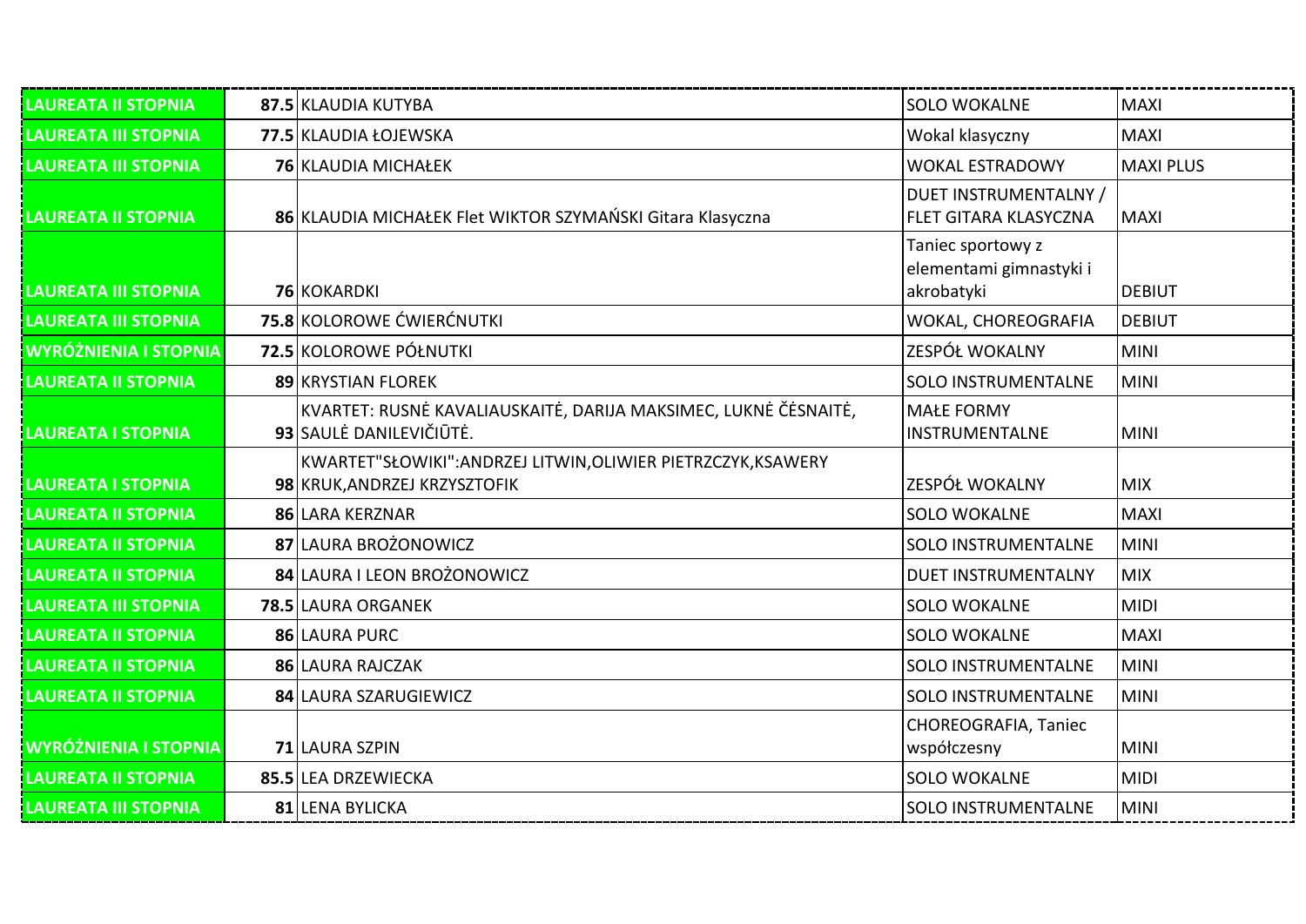| | | | | |
|---|---|---|---|---|
| LAUREATA II STOPNIA | **87.5** | KLAUDIA KUTYBA | SOLO WOKALNE | MAXI |
| LAUREATA III STOPNIA | **77.5** | KLAUDIA ŁOJEWSKA | Wokal klasyczny | MAXI |
| LAUREATA III STOPNIA | **76** | KLAUDIA MICHAŁEK | WOKAL ESTRADOWY | MAXI PLUS |
| LAUREATA II STOPNIA | **86** | KLAUDIA MICHAŁEK Flet WIKTOR SZYMAŃSKI Gitara Klasyczna | DUET INSTRUMENTALNY / FLET GITARA KLASYCZNA | MAXI |
| LAUREATA III STOPNIA | **76** | KOKARDKI | Taniec sportowy z elementami gimnastyki i akrobatyki | DEBIUT |
| LAUREATA III STOPNIA | **75.8** | KOLOROWE ĆWIERĆNUTKI | WOKAL, CHOREOGRAFIA | DEBIUT |
| WYRÓŻNIENIA I STOPNIA | **72.5** | KOLOROWE PÓŁNUTKI | ZESPÓŁ WOKALNY | MINI |
| LAUREATA II STOPNIA | **89** | KRYSTIAN FLOREK | SOLO INSTRUMENTALNE | MINI |
| LAUREATA I STOPNIA | **93** | KVARTET: RUSNĖ KAVALIAUSKAITĖ, DARIJA MAKSIMEC, LUKNĖ ČĖSNAITĖ, SAULĖ DANILEVIČIŪTĖ. | MAŁE FORMY INSTRUMENTALNE | MINI |
| LAUREATA I STOPNIA | **98** | KWARTET"SŁOWIKI":ANDRZEJ LITWIN,OLIWIER PIETRZCZYK,KSAWERY KRUK,ANDRZEJ KRZYSZTOFIK | ZESPÓŁ WOKALNY | MIX |
| LAUREATA II STOPNIA | **86** | LARA KERZNAR | SOLO WOKALNE | MAXI |
| LAUREATA II STOPNIA | **87** | LAURA BROŻONOWICZ | SOLO INSTRUMENTALNE | MINI |
| LAUREATA II STOPNIA | **84** | LAURA I LEON BROŻONOWICZ | DUET INSTRUMENTALNY | MIX |
| LAUREATA III STOPNIA | **78.5** | LAURA ORGANEK | SOLO WOKALNE | MIDI |
| LAUREATA II STOPNIA | **86** | LAURA PURC | SOLO WOKALNE | MAXI |
| LAUREATA II STOPNIA | **86** | LAURA RAJCZAK | SOLO INSTRUMENTALNE | MINI |
| LAUREATA II STOPNIA | **84** | LAURA SZARUGIEWICZ | SOLO INSTRUMENTALNE | MINI |
| WYRÓŻNIENIA I STOPNIA | **71** | LAURA SZPIN | CHOREOGRAFIA, Taniec współczesny | MINI |
| LAUREATA II STOPNIA | **85.5** | LEA DRZEWIECKA | SOLO WOKALNE | MIDI |
| LAUREATA III STOPNIA | **81** | LENA BYLICKA | SOLO INSTRUMENTALNE | MINI |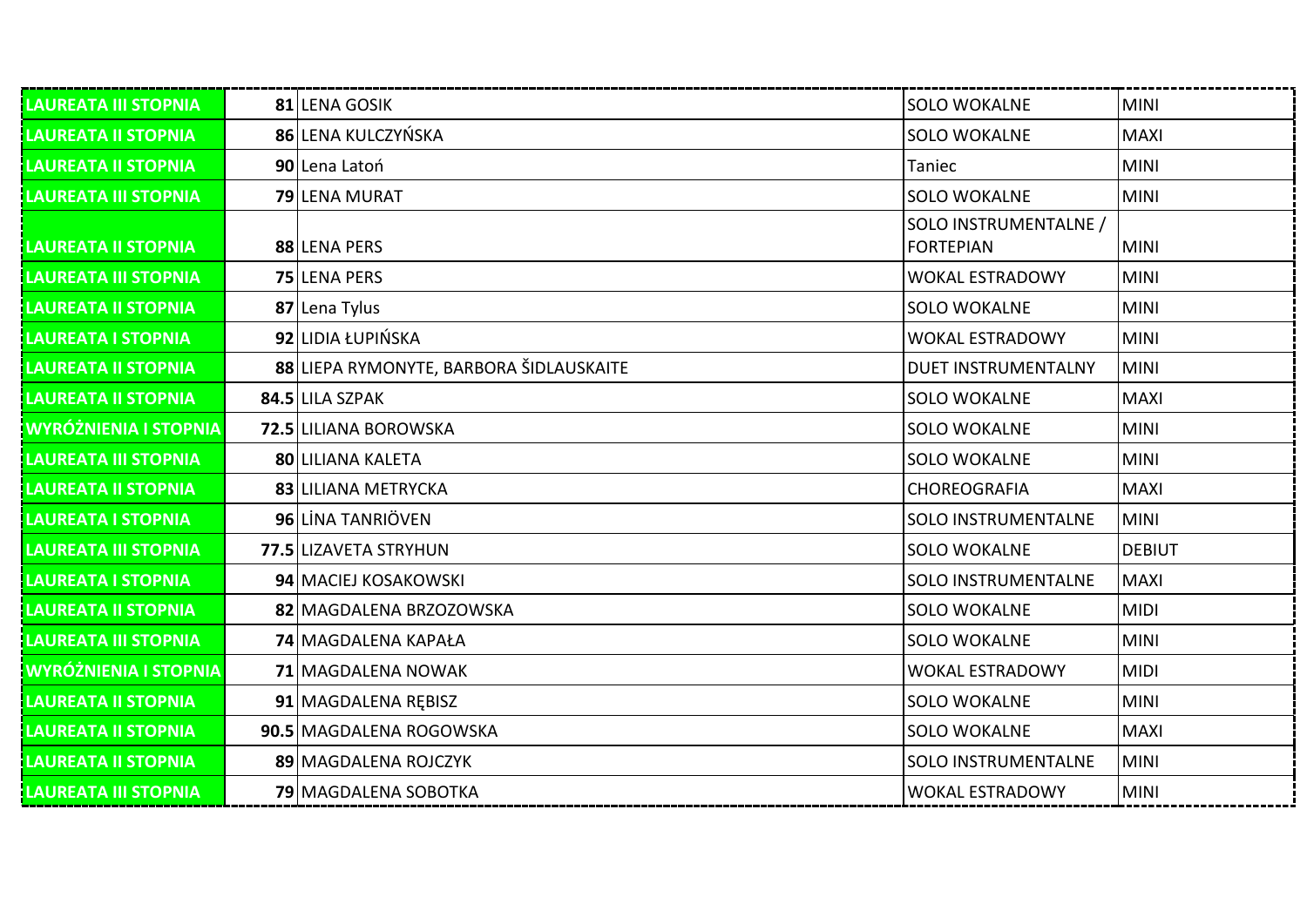| | | | | |
|---|---|---|---|---|
| LAUREATA III STOPNIA | **81** | LENA GOSIK | SOLO WOKALNE | MINI |
| LAUREATA II STOPNIA | **86** | LENA KULCZYŃSKA | SOLO WOKALNE | MAXI |
| LAUREATA II STOPNIA | **90** | Lena Latoń | Taniec | MINI |
| LAUREATA III STOPNIA | **79** | LENA MURAT | SOLO WOKALNE | MINI |
| LAUREATA II STOPNIA | **88** | LENA PERS | SOLO INSTRUMENTALNE / FORTEPIAN | MINI |
| LAUREATA III STOPNIA | **75** | LENA PERS | WOKAL ESTRADOWY | MINI |
| LAUREATA II STOPNIA | **87** | Lena Tylus | SOLO WOKALNE | MINI |
| LAUREATA I STOPNIA | **92** | LIDIA ŁUPIŃSKA | WOKAL ESTRADOWY | MINI |
| LAUREATA II STOPNIA | **88** | LIEPA RYMONYTE, BARBORA ŠIDLAUSKAITE | DUET INSTRUMENTALNY | MINI |
| LAUREATA II STOPNIA | **84.5** | LILA SZPAK | SOLO WOKALNE | MAXI |
| WYRÓŻNIENIA I STOPNIA | **72.5** | LILIANA BOROWSKA | SOLO WOKALNE | MINI |
| LAUREATA III STOPNIA | **80** | LILIANA KALETA | SOLO WOKALNE | MINI |
| LAUREATA II STOPNIA | **83** | LILIANA METRYCKA | CHOREOGRAFIA | MAXI |
| LAUREATA I STOPNIA | **96** | LİNA TANRIÖVEN | SOLO INSTRUMENTALNE | MINI |
| LAUREATA III STOPNIA | **77.5** | LIZAVETA STRYHUN | SOLO WOKALNE | DEBIUT |
| LAUREATA I STOPNIA | **94** | MACIEJ KOSAKOWSKI | SOLO INSTRUMENTALNE | MAXI |
| LAUREATA II STOPNIA | **82** | MAGDALENA BRZOZOWSKA | SOLO WOKALNE | MIDI |
| LAUREATA III STOPNIA | **74** | MAGDALENA KAPAŁA | SOLO WOKALNE | MINI |
| WYRÓŻNIENIA I STOPNIA | **71** | MAGDALENA NOWAK | WOKAL ESTRADOWY | MIDI |
| LAUREATA II STOPNIA | **91** | MAGDALENA RĘBISZ | SOLO WOKALNE | MINI |
| LAUREATA II STOPNIA | **90.5** | MAGDALENA ROGOWSKA | SOLO WOKALNE | MAXI |
| LAUREATA II STOPNIA | **89** | MAGDALENA ROJCZYK | SOLO INSTRUMENTALNE | MINI |
| LAUREATA III STOPNIA | **79** | MAGDALENA SOBOTKA | WOKAL ESTRADOWY | MINI |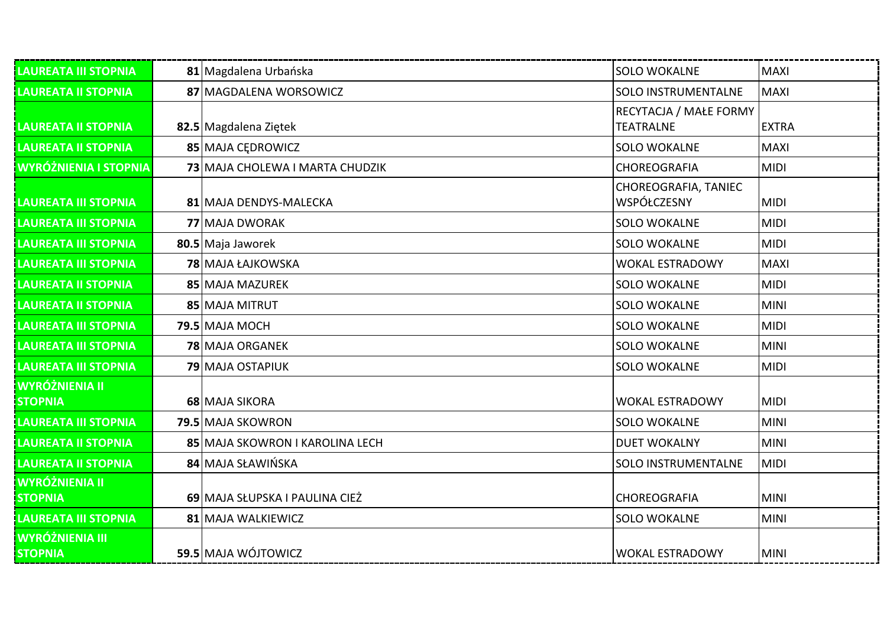| | | | | |
|---|---|---|---|---|
| LAUREATA III STOPNIA | **81** | Magdalena Urbańska | SOLO WOKALNE | MAXI |
| LAUREATA II STOPNIA | **87** | MAGDALENA WORSOWICZ | SOLO INSTRUMENTALNE | MAXI |
| LAUREATA II STOPNIA | **82.5** | Magdalena Ziętek | RECYTACJA / MAŁE FORMY TEATRALNE | EXTRA |
| LAUREATA II STOPNIA | **85** | MAJA CĘDROWICZ | SOLO WOKALNE | MAXI |
| WYRÓŻNIENIA I STOPNIA | **73** | MAJA CHOLEWA I MARTA CHUDZIK | CHOREOGRAFIA | MIDI |
| LAUREATA III STOPNIA | **81** | MAJA DENDYS-MALECKA | CHOREOGRAFIA, TANIEC WSPÓŁCZESNY | MIDI |
| LAUREATA III STOPNIA | **77** | MAJA DWORAK | SOLO WOKALNE | MIDI |
| LAUREATA III STOPNIA | **80.5** | Maja Jaworek | SOLO WOKALNE | MIDI |
| LAUREATA III STOPNIA | **78** | MAJA ŁAJKOWSKA | WOKAL ESTRADOWY | MAXI |
| LAUREATA II STOPNIA | **85** | MAJA MAZUREK | SOLO WOKALNE | MIDI |
| LAUREATA II STOPNIA | **85** | MAJA MITRUT | SOLO WOKALNE | MINI |
| LAUREATA III STOPNIA | **79.5** | MAJA MOCH | SOLO WOKALNE | MIDI |
| LAUREATA III STOPNIA | **78** | MAJA ORGANEK | SOLO WOKALNE | MINI |
| LAUREATA III STOPNIA | **79** | MAJA OSTAPIUK | SOLO WOKALNE | MIDI |
| WYRÓŻNIENIA II STOPNIA | **68** | MAJA SIKORA | WOKAL ESTRADOWY | MIDI |
| LAUREATA III STOPNIA | **79.5** | MAJA SKOWRON | SOLO WOKALNE | MINI |
| LAUREATA II STOPNIA | **85** | MAJA SKOWRON I KAROLINA LECH | DUET WOKALNY | MINI |
| LAUREATA II STOPNIA | **84** | MAJA SŁAWIŃSKA | SOLO INSTRUMENTALNE | MIDI |
| WYRÓŻNIENIA II STOPNIA | **69** | MAJA SŁUPSKA I PAULINA CIEŻ | CHOREOGRAFIA | MINI |
| LAUREATA III STOPNIA | **81** | MAJA WALKIEWICZ | SOLO WOKALNE | MINI |
| WYRÓŻNIENIA III STOPNIA | **59.5** | MAJA WÓJTOWICZ | WOKAL ESTRADOWY | MINI |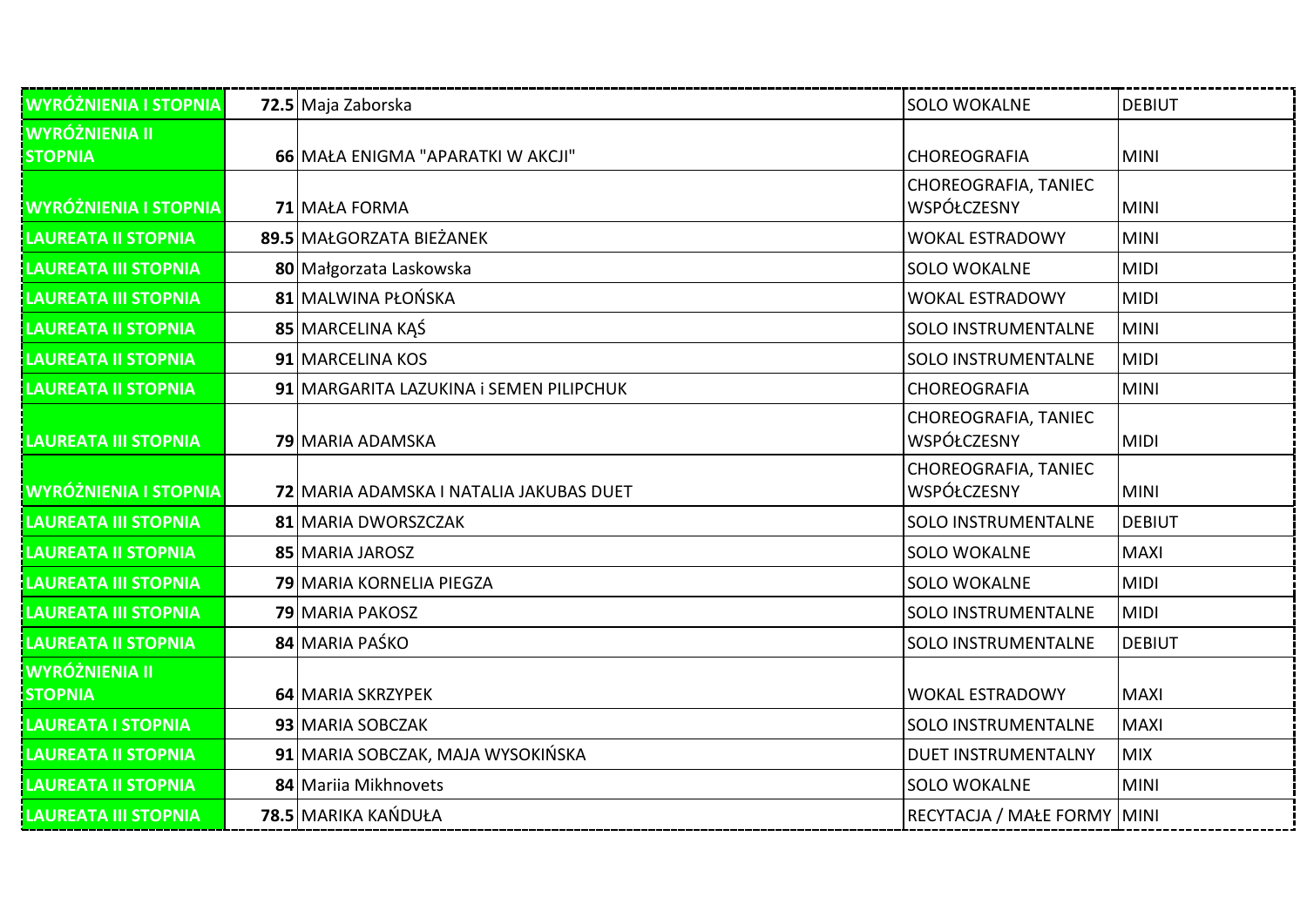| | | | | |
|---|---|---|---|---|
| WYRÓŻNIENIA I STOPNIA | 72.5 | Maja Zaborska | SOLO WOKALNE | DEBIUT |
| WYRÓŻNIENIA II STOPNIA | 66 | MAŁA ENIGMA "APARATKI W AKCJI" | CHOREOGRAFIA | MINI |
| WYRÓŻNIENIA I STOPNIA | 71 | MAŁA FORMA | CHOREOGRAFIA, TANIEC WSPÓŁCZESNY | MINI |
| LAUREATA II STOPNIA | 89.5 | MAŁGORZATA BIEŻANEK | WOKAL ESTRADOWY | MINI |
| LAUREATA III STOPNIA | 80 | Małgorzata Laskowska | SOLO WOKALNE | MIDI |
| LAUREATA III STOPNIA | 81 | MALWINA PŁOŃSKA | WOKAL ESTRADOWY | MIDI |
| LAUREATA II STOPNIA | 85 | MARCELINA KĄŚ | SOLO INSTRUMENTALNE | MINI |
| LAUREATA II STOPNIA | 91 | MARCELINA KOS | SOLO INSTRUMENTALNE | MIDI |
| LAUREATA II STOPNIA | 91 | MARGARITA LAZUKINA i SEMEN PILIPCHUK | CHOREOGRAFIA | MINI |
| LAUREATA III STOPNIA | 79 | MARIA ADAMSKA | CHOREOGRAFIA, TANIEC WSPÓŁCZESNY | MIDI |
| WYRÓŻNIENIA I STOPNIA | 72 | MARIA ADAMSKA I NATALIA JAKUBAS DUET | CHOREOGRAFIA, TANIEC WSPÓŁCZESNY | MINI |
| LAUREATA III STOPNIA | 81 | MARIA DWORSZCZAK | SOLO INSTRUMENTALNE | DEBIUT |
| LAUREATA II STOPNIA | 85 | MARIA JAROSZ | SOLO WOKALNE | MAXI |
| LAUREATA III STOPNIA | 79 | MARIA KORNELIA PIEGZA | SOLO WOKALNE | MIDI |
| LAUREATA III STOPNIA | 79 | MARIA PAKOSZ | SOLO INSTRUMENTALNE | MIDI |
| LAUREATA II STOPNIA | 84 | MARIA PAŚKO | SOLO INSTRUMENTALNE | DEBIUT |
| WYRÓŻNIENIA II STOPNIA | 64 | MARIA SKRZYPEK | WOKAL ESTRADOWY | MAXI |
| LAUREATA I STOPNIA | 93 | MARIA SOBCZAK | SOLO INSTRUMENTALNE | MAXI |
| LAUREATA II STOPNIA | 91 | MARIA SOBCZAK, MAJA WYSOKIŃSKA | DUET INSTRUMENTALNY | MIX |
| LAUREATA II STOPNIA | 84 | Mariia Mikhnovets | SOLO WOKALNE | MINI |
| LAUREATA III STOPNIA | 78.5 | MARIKA KAŃDUŁA | RECYTACJA / MAŁE FORMY | MINI |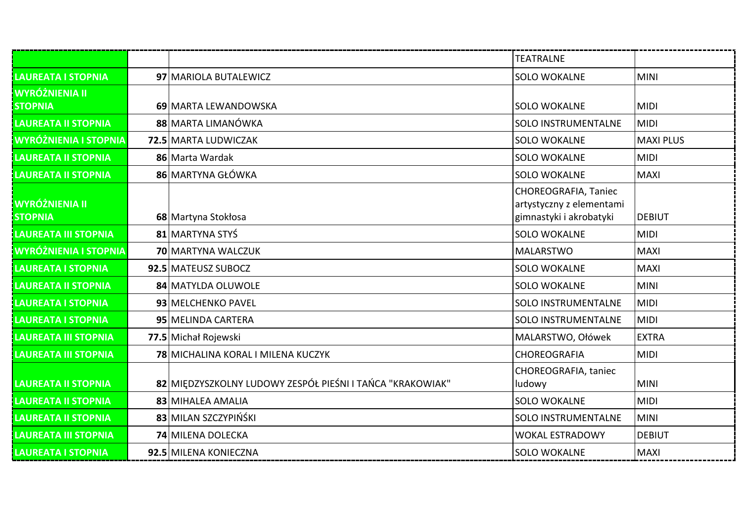| | | | | |
|---|---|---|---|---|
| | | | TEATRALNE | |
| LAUREATA I STOPNIA | 97 | MARIOLA BUTALEWICZ | SOLO WOKALNE | MINI |
| WYRÓŻNIENIA II STOPNIA | 69 | MARTA LEWANDOWSKA | SOLO WOKALNE | MIDI |
| LAUREATA II STOPNIA | 88 | MARTA LIMANÓWKA | SOLO INSTRUMENTALNE | MIDI |
| WYRÓŻNIENIA I STOPNIA | 72.5 | MARTA LUDWICZAK | SOLO WOKALNE | MAXI PLUS |
| LAUREATA II STOPNIA | 86 | Marta Wardak | SOLO WOKALNE | MIDI |
| LAUREATA II STOPNIA | 86 | MARTYNA GŁÓWKA | SOLO WOKALNE | MAXI |
| WYRÓŻNIENIA II STOPNIA | 68 | Martyna Stokłosa | CHOREOGRAFIA, Taniec artystyczny z elementami gimnastyki i akrobatyki | DEBIUT |
| LAUREATA III STOPNIA | 81 | MARTYNA STYŚ | SOLO WOKALNE | MIDI |
| WYRÓŻNIENIA I STOPNIA | 70 | MARTYNA WALCZUK | MALARSTWO | MAXI |
| LAUREATA I STOPNIA | 92.5 | MATEUSZ SUBOCZ | SOLO WOKALNE | MAXI |
| LAUREATA II STOPNIA | 84 | MATYLDA OLUWOLE | SOLO WOKALNE | MINI |
| LAUREATA I STOPNIA | 93 | MELCHENKO PAVEL | SOLO INSTRUMENTALNE | MIDI |
| LAUREATA I STOPNIA | 95 | MELINDA CARTERA | SOLO INSTRUMENTALNE | MIDI |
| LAUREATA III STOPNIA | 77.5 | Michał Rojewski | MALARSTWO, Ołówek | EXTRA |
| LAUREATA III STOPNIA | 78 | MICHALINA KORAL I MILENA KUCZYK | CHOREOGRAFIA | MIDI |
| LAUREATA II STOPNIA | 82 | MIĘDZYSZKOLNY LUDOWY ZESPÓŁ PIEŚNI I TAŃCA "KRAKOWIAK" | CHOREOGRAFIA, taniec ludowy | MINI |
| LAUREATA II STOPNIA | 83 | MIHALEA AMALIA | SOLO WOKALNE | MIDI |
| LAUREATA II STOPNIA | 83 | MILAN SZCZYPIŃSKI | SOLO INSTRUMENTALNE | MINI |
| LAUREATA III STOPNIA | 74 | MILENA DOLECKA | WOKAL ESTRADOWY | DEBIUT |
| LAUREATA I STOPNIA | 92.5 | MILENA KONIECZNA | SOLO WOKALNE | MAXI |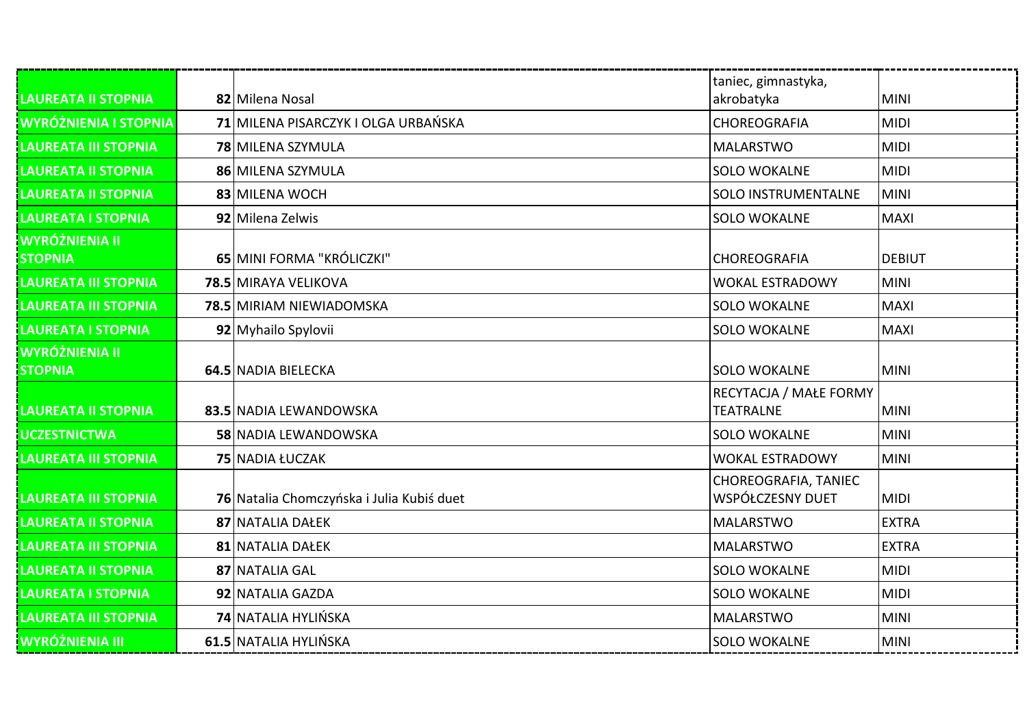| | | | | |
|---|---|---|---|---|
| LAUREATA II STOPNIA | 82 | Milena Nosal | taniec, gimnastyka, akrobatyka | MINI |
| WYRÓŻNIENIA I STOPNIA | 71 | MILENA PISARCZYK I OLGA URBAŃSKA | CHOREOGRAFIA | MIDI |
| LAUREATA III STOPNIA | 78 | MILENA SZYMULA | MALARSTWO | MIDI |
| LAUREATA II STOPNIA | 86 | MILENA SZYMULA | SOLO WOKALNE | MIDI |
| LAUREATA II STOPNIA | 83 | MILENA WOCH | SOLO INSTRUMENTALNE | MINI |
| LAUREATA I STOPNIA | 92 | Milena Zelwis | SOLO WOKALNE | MAXI |
| WYRÓŻNIENIA II STOPNIA | 65 | MINI FORMA "KRÓLICZKI" | CHOREOGRAFIA | DEBIUT |
| LAUREATA III STOPNIA | 78.5 | MIRAYA VELIKOVA | WOKAL ESTRADOWY | MINI |
| LAUREATA III STOPNIA | 78.5 | MIRIAM NIEWIADOMSKA | SOLO WOKALNE | MAXI |
| LAUREATA I STOPNIA | 92 | Myhailo Spylovii | SOLO WOKALNE | MAXI |
| WYRÓŻNIENIA II STOPNIA | 64.5 | NADIA BIELECKA | SOLO WOKALNE | MINI |
| LAUREATA II STOPNIA | 83.5 | NADIA LEWANDOWSKA | RECYTACJA / MAŁE FORMY TEATRALNE | MINI |
| UCZESTNICTWA | 58 | NADIA LEWANDOWSKA | SOLO WOKALNE | MINI |
| LAUREATA III STOPNIA | 75 | NADIA ŁUCZAK | WOKAL ESTRADOWY | MINI |
| LAUREATA III STOPNIA | 76 | Natalia Chomczyńska i Julia Kubiś duet | CHOREOGRAFIA, TANIEC WSPÓŁCZESNY DUET | MIDI |
| LAUREATA II STOPNIA | 87 | NATALIA DAŁEK | MALARSTWO | EXTRA |
| LAUREATA III STOPNIA | 81 | NATALIA DAŁEK | MALARSTWO | EXTRA |
| LAUREATA II STOPNIA | 87 | NATALIA GAL | SOLO WOKALNE | MIDI |
| LAUREATA I STOPNIA | 92 | NATALIA GAZDA | SOLO WOKALNE | MIDI |
| LAUREATA III STOPNIA | 74 | NATALIA HYLIŃSKA | MALARSTWO | MINI |
| WYRÓŻNIENIA III | 61.5 | NATALIA HYLIŃSKA | SOLO WOKALNE | MINI |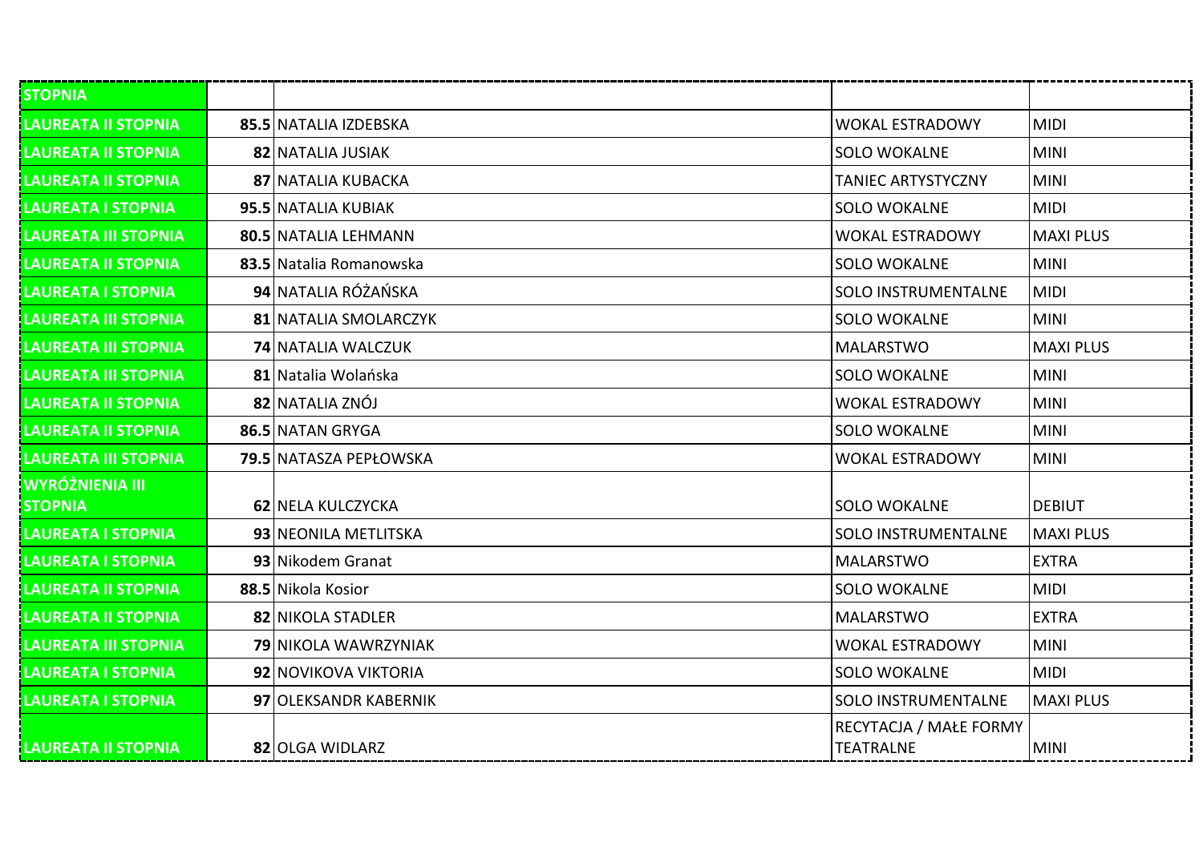| STOPNIA | | | | |
|---|---|---|---|---|
| LAUREATA II STOPNIA | 85.5 | NATALIA IZDEBSKA | WOKAL ESTRADOWY | MIDI |
| LAUREATA II STOPNIA | 82 | NATALIA JUSIAK | SOLO WOKALNE | MINI |
| LAUREATA II STOPNIA | 87 | NATALIA KUBACKA | TANIEC ARTYSTYCZNY | MINI |
| LAUREATA I STOPNIA | 95.5 | NATALIA KUBIAK | SOLO WOKALNE | MIDI |
| LAUREATA III STOPNIA | 80.5 | NATALIA LEHMANN | WOKAL ESTRADOWY | MAXI PLUS |
| LAUREATA II STOPNIA | 83.5 | Natalia Romanowska | SOLO WOKALNE | MINI |
| LAUREATA I STOPNIA | 94 | NATALIA RÓŻAŃSKA | SOLO INSTRUMENTALNE | MIDI |
| LAUREATA III STOPNIA | 81 | NATALIA SMOLARCZYK | SOLO WOKALNE | MINI |
| LAUREATA III STOPNIA | 74 | NATALIA WALCZUK | MALARSTWO | MAXI PLUS |
| LAUREATA III STOPNIA | 81 | Natalia Wolańska | SOLO WOKALNE | MINI |
| LAUREATA II STOPNIA | 82 | NATALIA ZNÓJ | WOKAL ESTRADOWY | MINI |
| LAUREATA II STOPNIA | 86.5 | NATAN GRYGA | SOLO WOKALNE | MINI |
| LAUREATA III STOPNIA | 79.5 | NATASZA PEPŁOWSKA | WOKAL ESTRADOWY | MINI |
| WYRÓŻNIENIA III STOPNIA | 62 | NELA KULCZYCKA | SOLO WOKALNE | DEBIUT |
| LAUREATA I STOPNIA | 93 | NEONILA METLITSKA | SOLO INSTRUMENTALNE | MAXI PLUS |
| LAUREATA I STOPNIA | 93 | Nikodem Granat | MALARSTWO | EXTRA |
| LAUREATA II STOPNIA | 88.5 | Nikola Kosior | SOLO WOKALNE | MIDI |
| LAUREATA II STOPNIA | 82 | NIKOLA STADLER | MALARSTWO | EXTRA |
| LAUREATA III STOPNIA | 79 | NIKOLA WAWRZYNIAK | WOKAL ESTRADOWY | MINI |
| LAUREATA I STOPNIA | 92 | NOVIKOVA VIKTORIA | SOLO WOKALNE | MIDI |
| LAUREATA I STOPNIA | 97 | OLEKSANDR KABERNIK | SOLO INSTRUMENTALNE | MAXI PLUS |
| LAUREATA II STOPNIA | 82 | OLGA WIDLARZ | RECYTACJA / MAŁE FORMY TEATRALNE | MINI |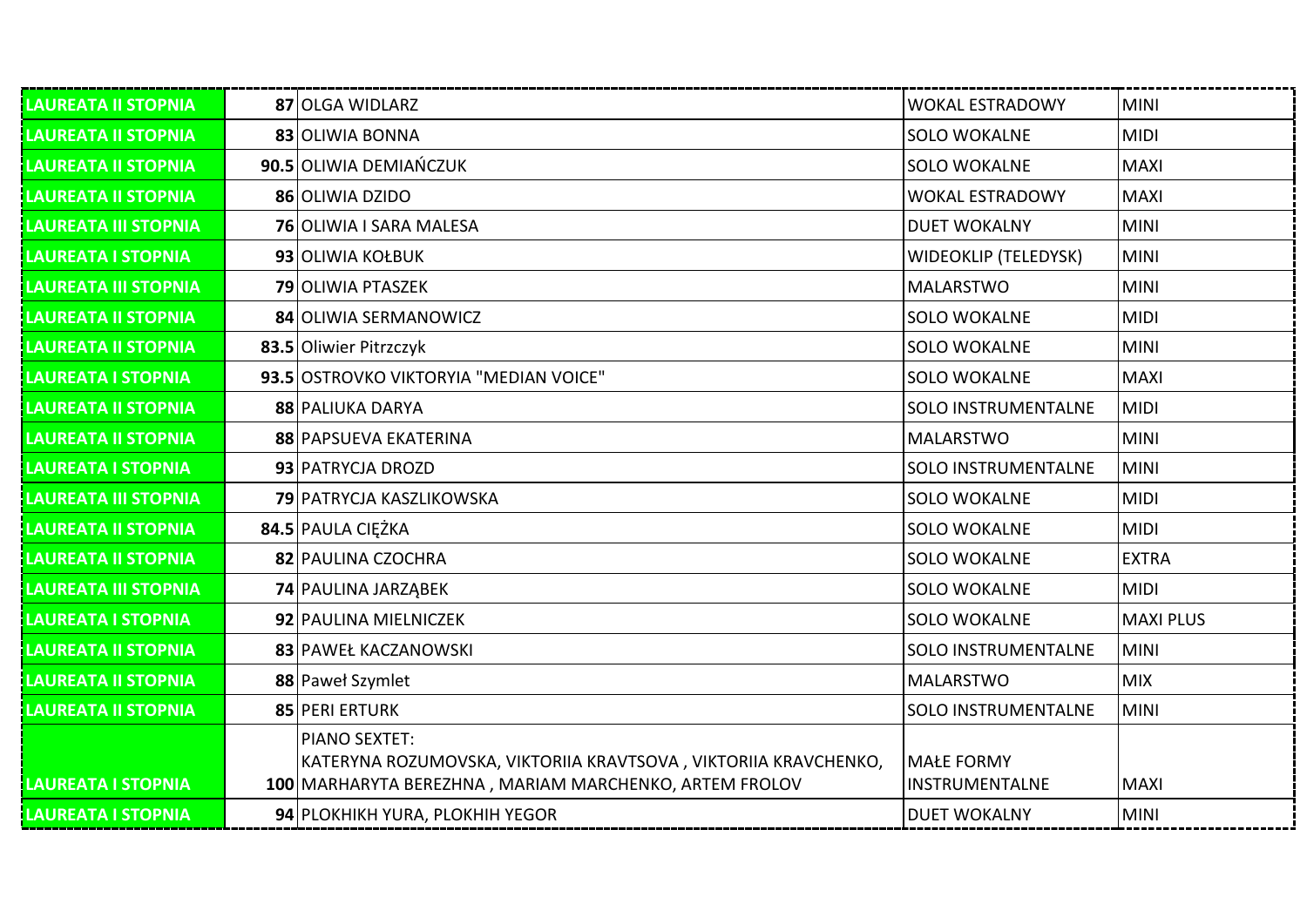| LAUREATA II STOPNIA | 87 | OLGA WIDLARZ | WOKAL ESTRADOWY | MINI |
|---|---|---|---|---|
| LAUREATA II STOPNIA | 83 | OLIWIA BONNA | SOLO WOKALNE | MIDI |
| LAUREATA II STOPNIA | 90.5 | OLIWIA DEMIAŃCZUK | SOLO WOKALNE | MAXI |
| LAUREATA II STOPNIA | 86 | OLIWIA DZIDO | WOKAL ESTRADOWY | MAXI |
| LAUREATA III STOPNIA | 76 | OLIWIA I SARA MALESA | DUET WOKALNY | MINI |
| LAUREATA I STOPNIA | 93 | OLIWIA KOŁBUK | WIDEOKLIP (TELEDYSK) | MINI |
| LAUREATA III STOPNIA | 79 | OLIWIA PTASZEK | MALARSTWO | MINI |
| LAUREATA II STOPNIA | 84 | OLIWIA SERMANOWICZ | SOLO WOKALNE | MIDI |
| LAUREATA II STOPNIA | 83.5 | Oliwier Pitrzczyk | SOLO WOKALNE | MINI |
| LAUREATA I STOPNIA | 93.5 | OSTROVKO VIKTORYIA "MEDIAN VOICE" | SOLO WOKALNE | MAXI |
| LAUREATA II STOPNIA | 88 | PALIUKA DARYA | SOLO INSTRUMENTALNE | MIDI |
| LAUREATA II STOPNIA | 88 | PAPSUEVA EKATERINA | MALARSTWO | MINI |
| LAUREATA I STOPNIA | 93 | PATRYCJA DROZD | SOLO INSTRUMENTALNE | MINI |
| LAUREATA III STOPNIA | 79 | PATRYCJA KASZLIKOWSKA | SOLO WOKALNE | MIDI |
| LAUREATA II STOPNIA | 84.5 | PAULA CIĘŻKA | SOLO WOKALNE | MIDI |
| LAUREATA II STOPNIA | 82 | PAULINA CZOCHRA | SOLO WOKALNE | EXTRA |
| LAUREATA III STOPNIA | 74 | PAULINA JARZĄBEK | SOLO WOKALNE | MIDI |
| LAUREATA I STOPNIA | 92 | PAULINA MIELNICZEK | SOLO WOKALNE | MAXI PLUS |
| LAUREATA II STOPNIA | 83 | PAWEŁ KACZANOWSKI | SOLO INSTRUMENTALNE | MINI |
| LAUREATA II STOPNIA | 88 | Paweł Szymlet | MALARSTWO | MIX |
| LAUREATA II STOPNIA | 85 | PERI ERTURK | SOLO INSTRUMENTALNE | MINI |
| LAUREATA I STOPNIA | 100 | PIANO SEXTET: KATERYNA ROZUMOVSKA, VIKTORIIA KRAVTSOVA , VIKTORIIA KRAVCHENKO, MARHARYTA BEREZHNA , MARIAM MARCHENKO, ARTEM FROLOV | MAŁE FORMY INSTRUMENTALNE | MAXI |
| LAUREATA I STOPNIA | 94 | PLOKHIKH YURA, PLOKHIH YEGOR | DUET WOKALNY | MINI |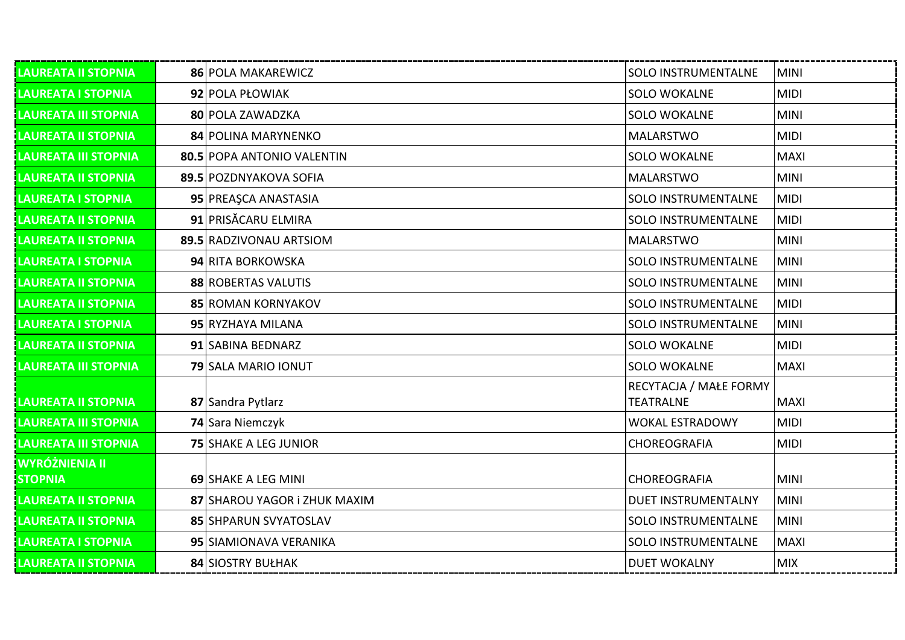| | | | | |
|---|---|---|---|---|
| LAUREATA II STOPNIA | **86** | POLA MAKAREWICZ | SOLO INSTRUMENTALNE | MINI |
| LAUREATA I STOPNIA | **92** | POLA PŁOWIAK | SOLO WOKALNE | MIDI |
| LAUREATA III STOPNIA | **80** | POLA ZAWADZKA | SOLO WOKALNE | MINI |
| LAUREATA II STOPNIA | **84** | POLINA MARYNENKO | MALARSTWO | MIDI |
| LAUREATA III STOPNIA | **80.5** | POPA ANTONIO VALENTIN | SOLO WOKALNE | MAXI |
| LAUREATA II STOPNIA | **89.5** | POZDNYAKOVA SOFIA | MALARSTWO | MINI |
| LAUREATA I STOPNIA | **95** | PREAŞCA ANASTASIA | SOLO INSTRUMENTALNE | MIDI |
| LAUREATA II STOPNIA | **91** | PRISĂCARU ELMIRA | SOLO INSTRUMENTALNE | MIDI |
| LAUREATA II STOPNIA | **89.5** | RADZIVONAU ARTSIOM | MALARSTWO | MINI |
| LAUREATA I STOPNIA | **94** | RITA BORKOWSKA | SOLO INSTRUMENTALNE | MINI |
| LAUREATA II STOPNIA | **88** | ROBERTAS VALUTIS | SOLO INSTRUMENTALNE | MINI |
| LAUREATA II STOPNIA | **85** | ROMAN KORNYAKOV | SOLO INSTRUMENTALNE | MIDI |
| LAUREATA I STOPNIA | **95** | RYZHAYA MILANA | SOLO INSTRUMENTALNE | MINI |
| LAUREATA II STOPNIA | **91** | SABINA BEDNARZ | SOLO WOKALNE | MIDI |
| LAUREATA III STOPNIA | **79** | SALA MARIO IONUT | SOLO WOKALNE | MAXI |
| LAUREATA II STOPNIA | **87** | Sandra Pytlarz | RECYTACJA / MAŁE FORMY TEATRALNE | MAXI |
| LAUREATA III STOPNIA | **74** | Sara Niemczyk | WOKAL ESTRADOWY | MIDI |
| LAUREATA III STOPNIA | **75** | SHAKE A LEG JUNIOR | CHOREOGRAFIA | MIDI |
| WYRÓŻNIENIA II STOPNIA | **69** | SHAKE A LEG MINI | CHOREOGRAFIA | MINI |
| LAUREATA II STOPNIA | **87** | SHAROU YAGOR i ZHUK MAXIM | DUET INSTRUMENTALNY | MINI |
| LAUREATA II STOPNIA | **85** | SHPARUN SVYATOSLAV | SOLO INSTRUMENTALNE | MINI |
| LAUREATA I STOPNIA | **95** | SIAMIONAVA VERANIKA | SOLO INSTRUMENTALNE | MAXI |
| LAUREATA II STOPNIA | **84** | SIOSTRY BUŁHAK | DUET WOKALNY | MIX |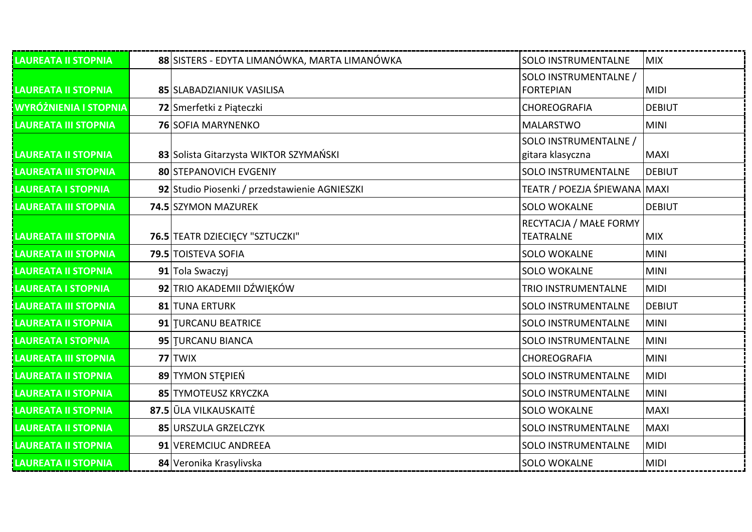| | | | | |
|---|---|---|---|---|
| LAUREATA II STOPNIA | **88** | SISTERS - EDYTA LIMANÓWKA, MARTA LIMANÓWKA | SOLO INSTRUMENTALNE | MIX |
| LAUREATA II STOPNIA | **85** | SLABADZIANIUK VASILISA | SOLO INSTRUMENTALNE / FORTEPIAN | MIDI |
| WYRÓŻNIENIA I STOPNIA | **72** | Smerfetki z Piąteczki | CHOREOGRAFIA | DEBIUT |
| LAUREATA III STOPNIA | **76** | SOFIA MARYNENKO | MALARSTWO | MINI |
| LAUREATA II STOPNIA | **83** | Solista Gitarzysta WIKTOR SZYMAŃSKI | SOLO INSTRUMENTALNE / gitara klasyczna | MAXI |
| LAUREATA III STOPNIA | **80** | STEPANOVICH EVGENIY | SOLO INSTRUMENTALNE | DEBIUT |
| LAUREATA I STOPNIA | **92** | Studio Piosenki / przedstawienie AGNIESZKI | TEATR / POEZJA ŚPIEWANA | MAXI |
| LAUREATA III STOPNIA | **74.5** | SZYMON MAZUREK | SOLO WOKALNE | DEBIUT |
| LAUREATA III STOPNIA | **76.5** | TEATR DZIECIĘCY "SZTUCZKI" | RECYTACJA / MAŁE FORMY TEATRALNE | MIX |
| LAUREATA III STOPNIA | **79.5** | TOISTEVA SOFIA | SOLO WOKALNE | MINI |
| LAUREATA II STOPNIA | **91** | Tola Swaczyj | SOLO WOKALNE | MINI |
| LAUREATA I STOPNIA | **92** | TRIO AKADEMII DŹWIĘKÓW | TRIO INSTRUMENTALNE | MIDI |
| LAUREATA III STOPNIA | **81** | TUNA ERTURK | SOLO INSTRUMENTALNE | DEBIUT |
| LAUREATA II STOPNIA | **91** | ȚURCANU BEATRICE | SOLO INSTRUMENTALNE | MINI |
| LAUREATA I STOPNIA | **95** | ȚURCANU BIANCA | SOLO INSTRUMENTALNE | MINI |
| LAUREATA III STOPNIA | **77** | TWIX | CHOREOGRAFIA | MINI |
| LAUREATA II STOPNIA | **89** | TYMON STĘPIEŃ | SOLO INSTRUMENTALNE | MIDI |
| LAUREATA II STOPNIA | **85** | TYMOTEUSZ KRYCZKA | SOLO INSTRUMENTALNE | MINI |
| LAUREATA II STOPNIA | **87.5** | ŪLA VILKAUSKAITĖ | SOLO WOKALNE | MAXI |
| LAUREATA II STOPNIA | **85** | URSZULA GRZELCZYK | SOLO INSTRUMENTALNE | MAXI |
| LAUREATA II STOPNIA | **91** | VEREMCIUC ANDREEA | SOLO INSTRUMENTALNE | MIDI |
| LAUREATA II STOPNIA | **84** | Veronika Krasylivska | SOLO WOKALNE | MIDI |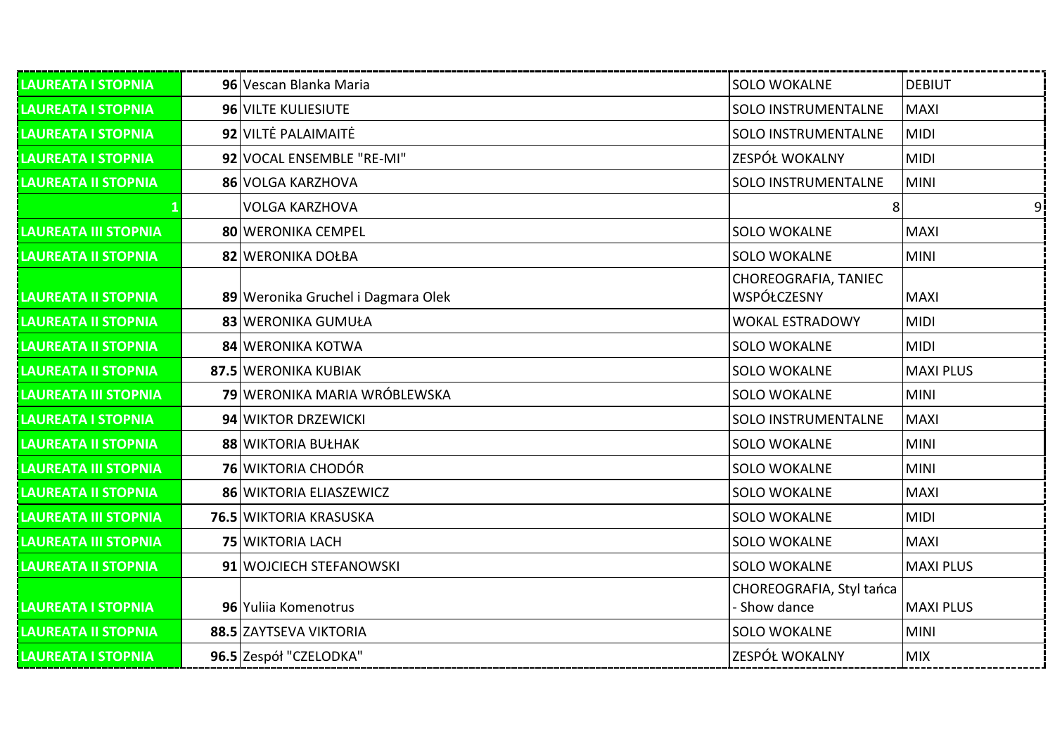| | | | | |
|---|---|---|---|---|
| LAUREATA I STOPNIA | 96 | Vescan Blanka Maria | SOLO WOKALNE | DEBIUT |
| LAUREATA I STOPNIA | 96 | VILTE KULIESIUTE | SOLO INSTRUMENTALNE | MAXI |
| LAUREATA I STOPNIA | 92 | VILTĖ PALAIMAITĖ | SOLO INSTRUMENTALNE | MIDI |
| LAUREATA I STOPNIA | 92 | VOCAL ENSEMBLE "RE-MI" | ZESPÓŁ WOKALNY | MIDI |
| LAUREATA II STOPNIA | 86 | VOLGA KARZHOVA | SOLO INSTRUMENTALNE | MINI |
| 1 | | VOLGA KARZHOVA | 8 | 9 |
| LAUREATA III STOPNIA | 80 | WERONIKA CEMPEL | SOLO WOKALNE | MAXI |
| LAUREATA II STOPNIA | 82 | WERONIKA DOŁBA | SOLO WOKALNE | MINI |
| LAUREATA II STOPNIA | 89 | Weronika Gruchel i Dagmara Olek | CHOREOGRAFIA, TANIEC WSPÓŁCZESNY | MAXI |
| LAUREATA II STOPNIA | 83 | WERONIKA GUMUŁA | WOKAL ESTRADOWY | MIDI |
| LAUREATA II STOPNIA | 84 | WERONIKA KOTWA | SOLO WOKALNE | MIDI |
| LAUREATA II STOPNIA | 87.5 | WERONIKA KUBIAK | SOLO WOKALNE | MAXI PLUS |
| LAUREATA III STOPNIA | 79 | WERONIKA MARIA WRÓBLEWSKA | SOLO WOKALNE | MINI |
| LAUREATA I STOPNIA | 94 | WIKTOR DRZEWICKI | SOLO INSTRUMENTALNE | MAXI |
| LAUREATA II STOPNIA | 88 | WIKTORIA BUŁHAK | SOLO WOKALNE | MINI |
| LAUREATA III STOPNIA | 76 | WIKTORIA CHODÓR | SOLO WOKALNE | MINI |
| LAUREATA II STOPNIA | 86 | WIKTORIA ELIASZEWICZ | SOLO WOKALNE | MAXI |
| LAUREATA III STOPNIA | 76.5 | WIKTORIA KRASUSKA | SOLO WOKALNE | MIDI |
| LAUREATA III STOPNIA | 75 | WIKTORIA LACH | SOLO WOKALNE | MAXI |
| LAUREATA II STOPNIA | 91 | WOJCIECH STEFANOWSKI | SOLO WOKALNE | MAXI PLUS |
| LAUREATA I STOPNIA | 96 | Yuliia Komenotrus | CHOREOGRAFIA, Styl tańca - Show dance | MAXI PLUS |
| LAUREATA II STOPNIA | 88.5 | ZAYTSEVA VIKTORIA | SOLO WOKALNE | MINI |
| LAUREATA I STOPNIA | 96.5 | Zespół "CZELODKA" | ZESPÓŁ WOKALNY | MIX |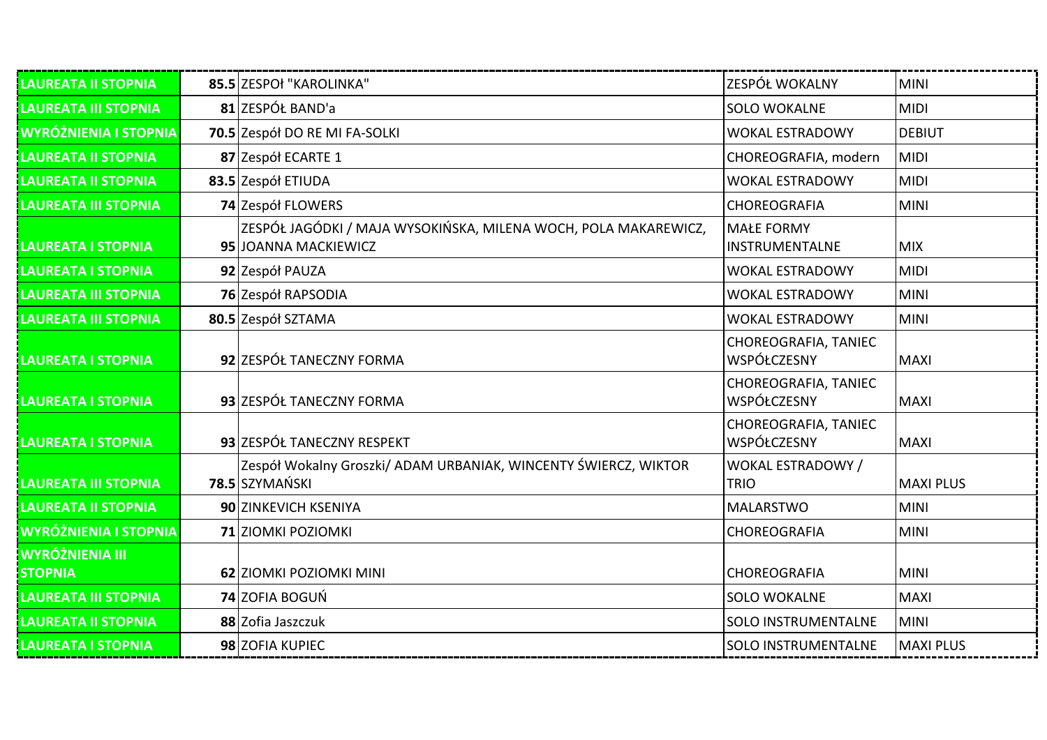| | | | | |
|---|---|---|---|---|
| LAUREATA II STOPNIA | 85.5 | ZESPOł "KAROLINKA" | ZESPÓŁ WOKALNY | MINI |
| LAUREATA III STOPNIA | 81 | ZESPÓŁ BAND'a | SOLO WOKALNE | MIDI |
| WYRÓŻNIENIA I STOPNIA | 70.5 | Zespół DO RE MI FA-SOLKI | WOKAL ESTRADOWY | DEBIUT |
| LAUREATA II STOPNIA | 87 | Zespół ECARTE 1 | CHOREOGRAFIA, modern | MIDI |
| LAUREATA II STOPNIA | 83.5 | Zespół ETIUDA | WOKAL ESTRADOWY | MIDI |
| LAUREATA III STOPNIA | 74 | Zespół FLOWERS | CHOREOGRAFIA | MINI |
| LAUREATA I STOPNIA | 95 | ZESPÓŁ JAGÓDKI / MAJA WYSOKIŃSKA, MILENA WOCH, POLA MAKAREWICZ, JOANNA MACKIEWICZ | MAŁE FORMY INSTRUMENTALNE | MIX |
| LAUREATA I STOPNIA | 92 | Zespół PAUZA | WOKAL ESTRADOWY | MIDI |
| LAUREATA III STOPNIA | 76 | Zespół RAPSODIA | WOKAL ESTRADOWY | MINI |
| LAUREATA III STOPNIA | 80.5 | Zespół SZTAMA | WOKAL ESTRADOWY | MINI |
| LAUREATA I STOPNIA | 92 | ZESPÓŁ TANECZNY FORMA | CHOREOGRAFIA, TANIEC WSPÓŁCZESNY | MAXI |
| LAUREATA I STOPNIA | 93 | ZESPÓŁ TANECZNY FORMA | CHOREOGRAFIA, TANIEC WSPÓŁCZESNY | MAXI |
| LAUREATA I STOPNIA | 93 | ZESPÓŁ TANECZNY RESPEKT | CHOREOGRAFIA, TANIEC WSPÓŁCZESNY | MAXI |
| LAUREATA III STOPNIA | 78.5 | Zespół Wokalny Groszki/ ADAM URBANIAK, WINCENTY ŚWIERCZ, WIKTOR SZYMAŃSKI | WOKAL ESTRADOWY / TRIO | MAXI PLUS |
| LAUREATA II STOPNIA | 90 | ZINKEVICH KSENIYA | MALARSTWO | MINI |
| WYRÓŻNIENIA I STOPNIA | 71 | ZIOMKI POZIOMKI | CHOREOGRAFIA | MINI |
| WYRÓŻNIENIA III STOPNIA | 62 | ZIOMKI POZIOMKI MINI | CHOREOGRAFIA | MINI |
| LAUREATA III STOPNIA | 74 | ZOFIA BOGUŃ | SOLO WOKALNE | MAXI |
| LAUREATA II STOPNIA | 88 | Zofia Jaszczuk | SOLO INSTRUMENTALNE | MINI |
| LAUREATA I STOPNIA | 98 | ZOFIA KUPIEC | SOLO INSTRUMENTALNE | MAXI PLUS |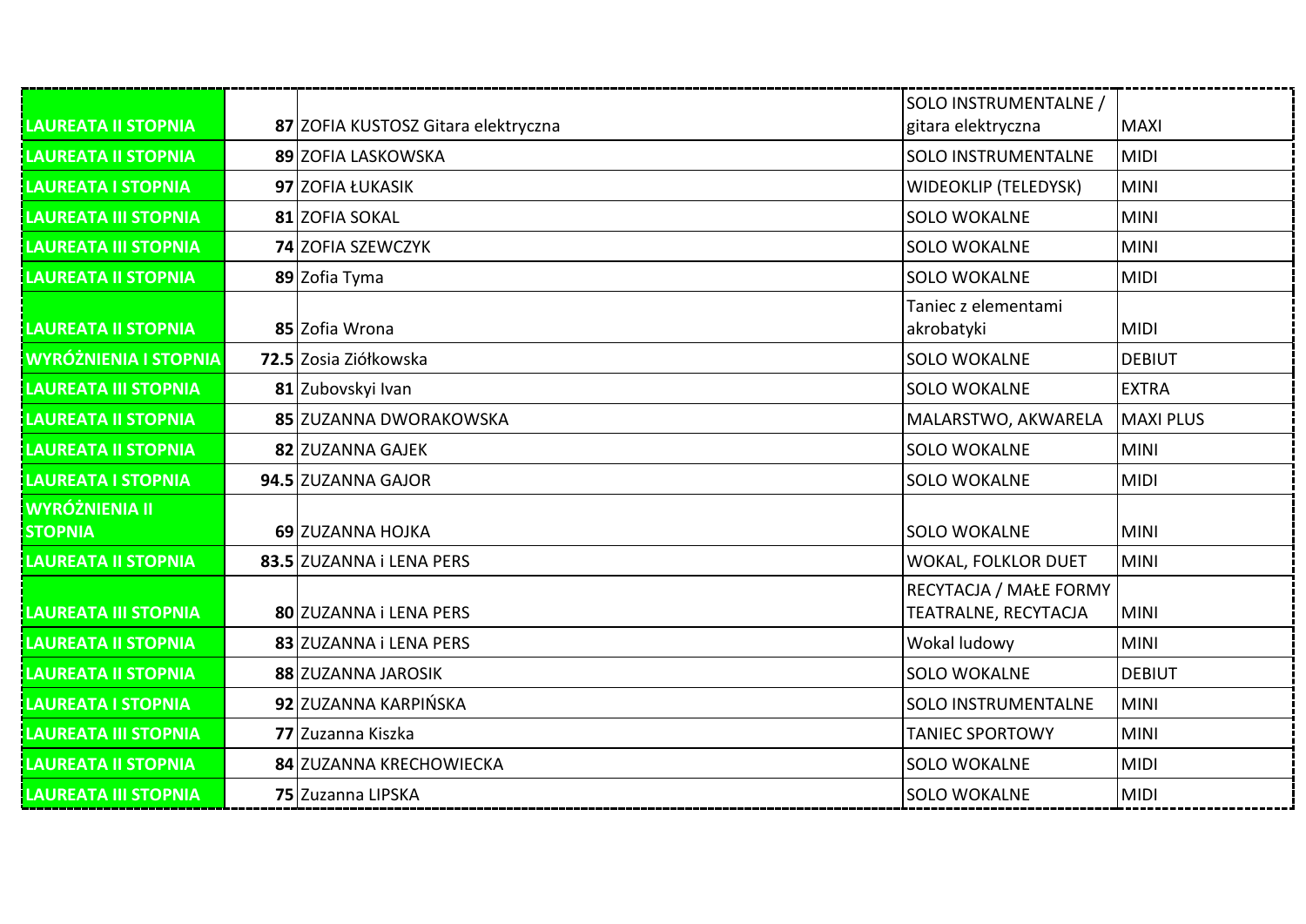| | | | | |
|---|---|---|---|---|
| **LAUREATA II STOPNIA** | **87** | ZOFIA KUSTOSZ Gitara elektryczna | SOLO INSTRUMENTALNE / gitara elektryczna | MAXI |
| **LAUREATA II STOPNIA** | **89** | ZOFIA LASKOWSKA | SOLO INSTRUMENTALNE | MIDI |
| **LAUREATA I STOPNIA** | **97** | ZOFIA ŁUKASIK | WIDEOKLIP (TELEDYSK) | MINI |
| **LAUREATA III STOPNIA** | **81** | ZOFIA SOKAL | SOLO WOKALNE | MINI |
| **LAUREATA III STOPNIA** | **74** | ZOFIA SZEWCZYK | SOLO WOKALNE | MINI |
| **LAUREATA II STOPNIA** | **89** | Zofia Tyma | SOLO WOKALNE | MIDI |
| **LAUREATA II STOPNIA** | **85** | Zofia Wrona | Taniec z elementami akrobatyki | MIDI |
| **WYRÓŻNIENIA I STOPNIA** | **72.5** | Zosia Ziółkowska | SOLO WOKALNE | DEBIUT |
| **LAUREATA III STOPNIA** | **81** | Zubovskyi Ivan | SOLO WOKALNE | EXTRA |
| **LAUREATA II STOPNIA** | **85** | ZUZANNA DWORAKOWSKA | MALARSTWO, AKWARELA | MAXI PLUS |
| **LAUREATA II STOPNIA** | **82** | ZUZANNA GAJEK | SOLO WOKALNE | MINI |
| **LAUREATA I STOPNIA** | **94.5** | ZUZANNA GAJOR | SOLO WOKALNE | MIDI |
| **WYRÓŻNIENIA II STOPNIA** | **69** | ZUZANNA HOJKA | SOLO WOKALNE | MINI |
| **LAUREATA II STOPNIA** | **83.5** | ZUZANNA i LENA PERS | WOKAL, FOLKLOR DUET | MINI |
| **LAUREATA III STOPNIA** | **80** | ZUZANNA i LENA PERS | RECYTACJA / MAŁE FORMY TEATRALNE, RECYTACJA | MINI |
| **LAUREATA II STOPNIA** | **83** | ZUZANNA i LENA PERS | Wokal ludowy | MINI |
| **LAUREATA II STOPNIA** | **88** | ZUZANNA JAROSIK | SOLO WOKALNE | DEBIUT |
| **LAUREATA I STOPNIA** | **92** | ZUZANNA KARPIŃSKA | SOLO INSTRUMENTALNE | MINI |
| **LAUREATA III STOPNIA** | **77** | Zuzanna Kiszka | TANIEC SPORTOWY | MINI |
| **LAUREATA II STOPNIA** | **84** | ZUZANNA KRECHOWIECKA | SOLO WOKALNE | MIDI |
| **LAUREATA III STOPNIA** | **75** | Zuzanna LIPSKA | SOLO WOKALNE | MIDI |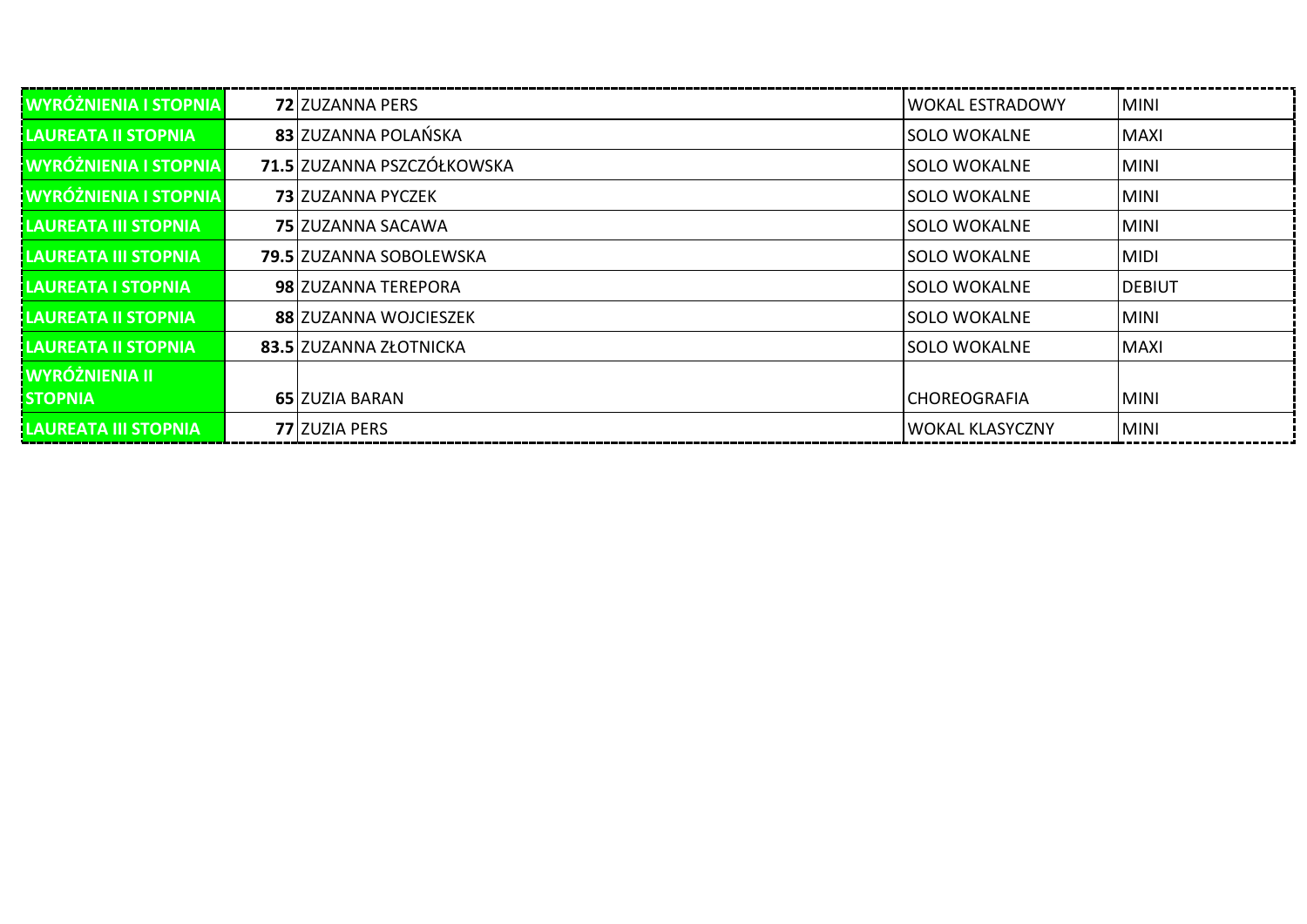| | | | | |
|---|---|---|---|---|
| WYRÓŻNIENIA I STOPNIA | **72** | ZUZANNA PERS | WOKAL ESTRADOWY | MINI |
| LAUREATA II STOPNIA | **83** | ZUZANNA POLAŃSKA | SOLO WOKALNE | MAXI |
| WYRÓŻNIENIA I STOPNIA | **71.5** | ZUZANNA PSZCZÓŁKOWSKA | SOLO WOKALNE | MINI |
| WYRÓŻNIENIA I STOPNIA | **73** | ZUZANNA PYCZEK | SOLO WOKALNE | MINI |
| LAUREATA III STOPNIA | **75** | ZUZANNA SACAWA | SOLO WOKALNE | MINI |
| LAUREATA III STOPNIA | **79.5** | ZUZANNA SOBOLEWSKA | SOLO WOKALNE | MIDI |
| LAUREATA I STOPNIA | **98** | ZUZANNA TEREPORA | SOLO WOKALNE | DEBIUT |
| LAUREATA II STOPNIA | **88** | ZUZANNA WOJCIESZEK | SOLO WOKALNE | MINI |
| LAUREATA II STOPNIA | **83.5** | ZUZANNA ZŁOTNICKA | SOLO WOKALNE | MAXI |
| WYRÓŻNIENIA II STOPNIA | **65** | ZUZIA BARAN | CHOREOGRAFIA | MINI |
| LAUREATA III STOPNIA | **77** | ZUZIA PERS | WOKAL KLASYCZNY | MINI |